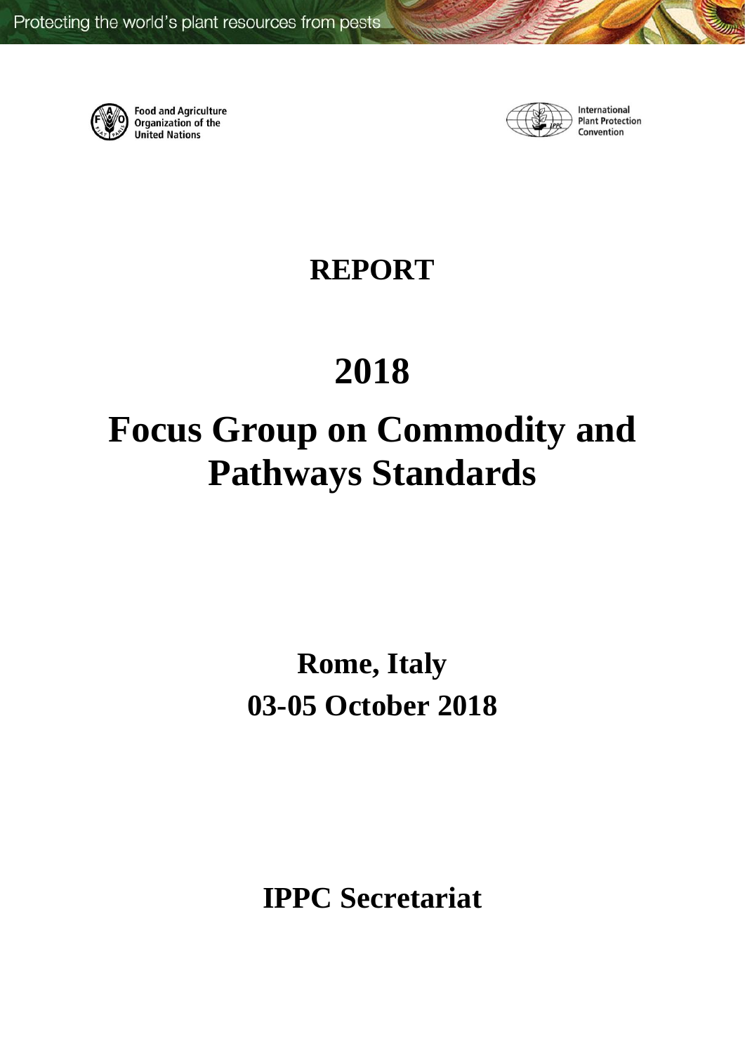Protecting the world's plant resources from pests

Food and Agriculture Organization of the United Nations

International Plant Protection Convention

# REPORT

# 2018

# Focus Group on Commodity and Pathways Standards

**Rome, Italy**

**03-05 October 2018**

**IPPC Secretariat**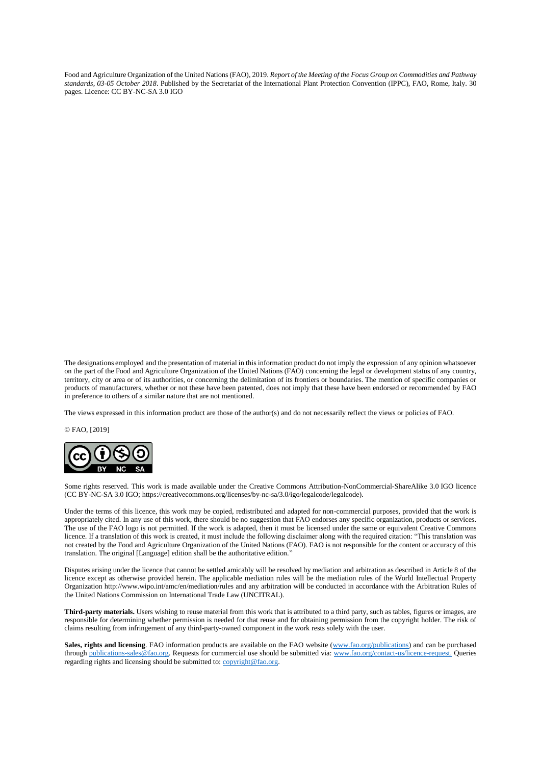Food and Agriculture Organization of the United Nations (FAO), 2019. *Report of the Meeting of the Focus Group on Commodities and Pathway standards, 03-05 October 2018*. Published by the Secretariat of the International Plant Protection Convention (IPPC), FAO, Rome, Italy. 30 pages. Licence: CC BY-NC-SA 3.0 IGO

The designations employed and the presentation of material in this information product do not imply the expression of any opinion whatsoever on the part of the Food and Agriculture Organization of the United Nations (FAO) concerning the legal or development status of any country, territory, city or area or of its authorities, or concerning the delimitation of its frontiers or boundaries. The mention of specific companies or products of manufacturers, whether or not these have been patented, does not imply that these have been endorsed or recommended by FAO in preference to others of a similar nature that are not mentioned.

The views expressed in this information product are those of the author(s) and do not necessarily reflect the views or policies of FAO.

© FAO, [2019]

Some rights reserved. This work is made available under the Creative Commons Attribution-NonCommercial-ShareAlike 3.0 IGO licence (CC BY-NC-SA 3.0 IGO; https://creativecommons.org/licenses/by-nc-sa/3.0/igo/legalcode/legalcode).

Under the terms of this licence, this work may be copied, redistributed and adapted for non-commercial purposes, provided that the work is appropriately cited. In any use of this work, there should be no suggestion that FAO endorses any specific organization, products or services. The use of the FAO logo is not permitted. If the work is adapted, then it must be licensed under the same or equivalent Creative Commons licence. If a translation of this work is created, it must include the following disclaimer along with the required citation: "This translation was not created by the Food and Agriculture Organization of the United Nations (FAO). FAO is not responsible for the content or accuracy of this translation. The original [Language] edition shall be the authoritative edition."

Disputes arising under the licence that cannot be settled amicably will be resolved by mediation and arbitration as described in Article 8 of the licence except as otherwise provided herein. The applicable mediation rules will be the mediation rules of the World Intellectual Property Organization http://www.wipo.int/amc/en/mediation/rules and any arbitration will be conducted in accordance with the Arbitration Rules of the United Nations Commission on International Trade Law (UNCITRAL).

**Third-party materials.** Users wishing to reuse material from this work that is attributed to a third party, such as tables, figures or images, are responsible for determining whether permission is needed for that reuse and for obtaining permission from the copyright holder. The risk of claims resulting from infringement of any third-party-owned component in the work rests solely with the user.

**Sales, rights and licensing**. FAO information products are available on the FAO website (www.fao.org/publications) and can be purchased through publications-sales@fao.org. Requests for commercial use should be submitted via: www.fao.org/contact-us/licence-request. Queries regarding rights and licensing should be submitted to: copyright@fao.org.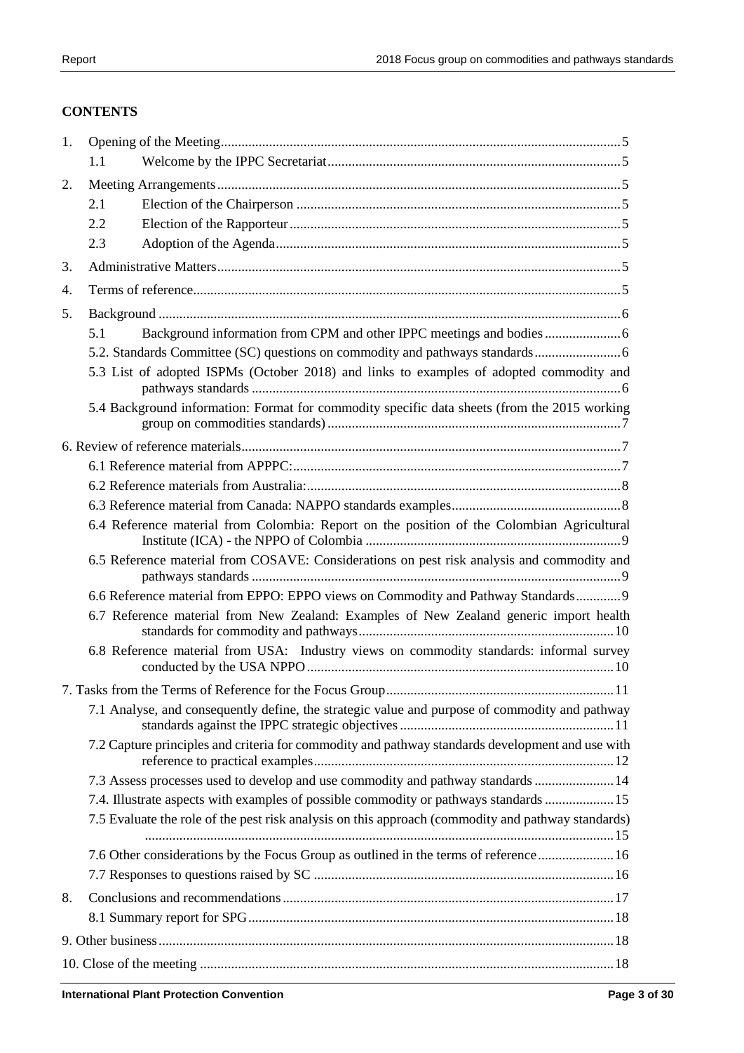**CONTENTS**

1. Opening of the Meeting ... 5
   - 1.1 Welcome by the IPPC Secretariat ... 5
2. Meeting Arrangements ... 5
   - 2.1 Election of the Chairperson ... 5
   - 2.2 Election of the Rapporteur ... 5
   - 2.3 Adoption of the Agenda ... 5
3. Administrative Matters ... 5
4. Terms of reference ... 5
5. Background ... 6
   - 5.1 Background information from CPM and other IPPC meetings and bodies ... 6
   - 5.2. Standards Committee (SC) questions on commodity and pathways standards ... 6
   - 5.3 List of adopted ISPMs (October 2018) and links to examples of adopted commodity and pathways standards ... 6
   - 5.4 Background information: Format for commodity specific data sheets (from the 2015 working group on commodities standards) ... 7

6. Review of reference materials ... 7
   - 6.1 Reference material from APPPC: ... 7
   - 6.2 Reference materials from Australia: ... 8
   - 6.3 Reference material from Canada: NAPPO standards examples ... 8
   - 6.4 Reference material from Colombia: Report on the position of the Colombian Agricultural Institute (ICA) - the NPPO of Colombia ... 9
   - 6.5 Reference material from COSAVE: Considerations on pest risk analysis and commodity and pathways standards ... 9
   - 6.6 Reference material from EPPO: EPPO views on Commodity and Pathway Standards ... 9
   - 6.7 Reference material from New Zealand: Examples of New Zealand generic import health standards for commodity and pathways ... 10
   - 6.8 Reference material from USA: Industry views on commodity standards: informal survey conducted by the USA NPPO ... 10

7. Tasks from the Terms of Reference for the Focus Group ... 11
   - 7.1 Analyse, and consequently define, the strategic value and purpose of commodity and pathway standards against the IPPC strategic objectives ... 11
   - 7.2 Capture principles and criteria for commodity and pathway standards development and use with reference to practical examples ... 12
   - 7.3 Assess processes used to develop and use commodity and pathway standards ... 14
   - 7.4. Illustrate aspects with examples of possible commodity or pathways standards ... 15
   - 7.5 Evaluate the role of the pest risk analysis on this approach (commodity and pathway standards) ... 15
   - 7.6 Other considerations by the Focus Group as outlined in the terms of reference ... 16
   - 7.7 Responses to questions raised by SC ... 16

8. Conclusions and recommendations ... 17
   - 8.1 Summary report for SPG ... 18

9. Other business ... 18

10. Close of the meeting ... 18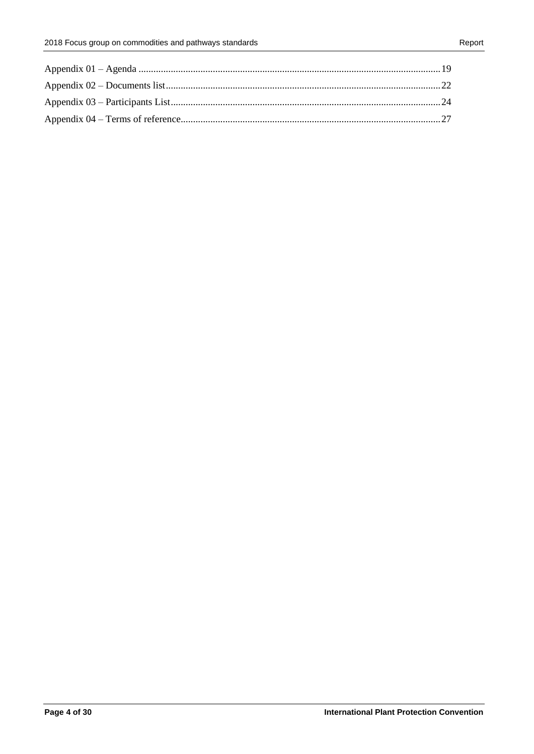Appendix 01 – Agenda ........................................................................................................................19

Appendix 02 – Documents list.............................................................................................................22

Appendix 03 – Participants List...........................................................................................................24

Appendix 04 – Terms of reference.......................................................................................................27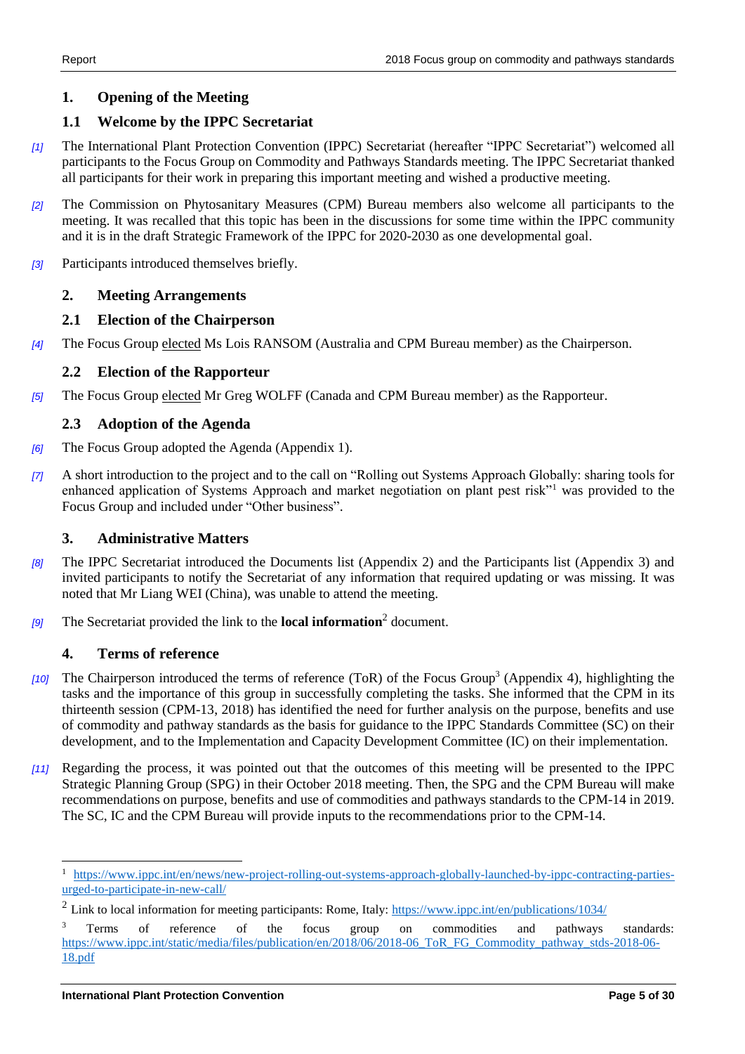## 1. Opening of the Meeting

### 1.1 Welcome by the IPPC Secretariat

[1] The International Plant Protection Convention (IPPC) Secretariat (hereafter "IPPC Secretariat") welcomed all participants to the Focus Group on Commodity and Pathways Standards meeting. The IPPC Secretariat thanked all participants for their work in preparing this important meeting and wished a productive meeting.

[2] The Commission on Phytosanitary Measures (CPM) Bureau members also welcome all participants to the meeting. It was recalled that this topic has been in the discussions for some time within the IPPC community and it is in the draft Strategic Framework of the IPPC for 2020-2030 as one developmental goal.

[3] Participants introduced themselves briefly.

## 2. Meeting Arrangements

### 2.1 Election of the Chairperson

[4] The Focus Group elected Ms Lois RANSOM (Australia and CPM Bureau member) as the Chairperson.

### 2.2 Election of the Rapporteur

[5] The Focus Group elected Mr Greg WOLFF (Canada and CPM Bureau member) as the Rapporteur.

### 2.3 Adoption of the Agenda

[6] The Focus Group adopted the Agenda (Appendix 1).

[7] A short introduction to the project and to the call on "Rolling out Systems Approach Globally: sharing tools for enhanced application of Systems Approach and market negotiation on plant pest risk"[1] was provided to the Focus Group and included under "Other business".

## 3. Administrative Matters

[8] The IPPC Secretariat introduced the Documents list (Appendix 2) and the Participants list (Appendix 3) and invited participants to notify the Secretariat of any information that required updating or was missing. It was noted that Mr Liang WEI (China), was unable to attend the meeting.

[9] The Secretariat provided the link to the **local information**[2] document.

## 4. Terms of reference

[10] The Chairperson introduced the terms of reference (ToR) of the Focus Group[3] (Appendix 4), highlighting the tasks and the importance of this group in successfully completing the tasks. She informed that the CPM in its thirteenth session (CPM-13, 2018) has identified the need for further analysis on the purpose, benefits and use of commodity and pathway standards as the basis for guidance to the IPPC Standards Committee (SC) on their development, and to the Implementation and Capacity Development Committee (IC) on their implementation.

[11] Regarding the process, it was pointed out that the outcomes of this meeting will be presented to the IPPC Strategic Planning Group (SPG) in their October 2018 meeting. Then, the SPG and the CPM Bureau will make recommendations on purpose, benefits and use of commodities and pathways standards to the CPM-14 in 2019. The SC, IC and the CPM Bureau will provide inputs to the recommendations prior to the CPM-14.

---

[1] https://www.ippc.int/en/news/new-project-rolling-out-systems-approach-globally-launched-by-ippc-contracting-parties-urged-to-participate-in-new-call/

[2] Link to local information for meeting participants: Rome, Italy: https://www.ippc.int/en/publications/1034/

[3] Terms of reference of the focus group on commodities and pathways standards: https://www.ippc.int/static/media/files/publication/en/2018/06/2018-06_ToR_FG_Commodity_pathway_stds-2018-06-18.pdf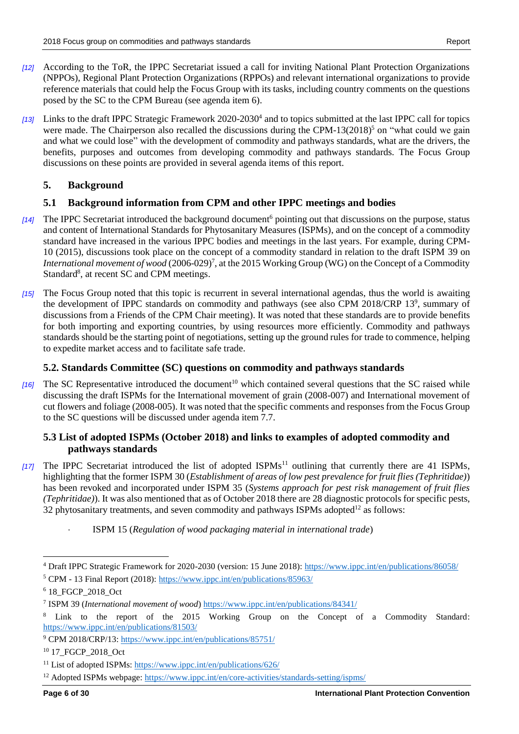*[12]* According to the ToR, the IPPC Secretariat issued a call for inviting National Plant Protection Organizations (NPPOs), Regional Plant Protection Organizations (RPPOs) and relevant international organizations to provide reference materials that could help the Focus Group with its tasks, including country comments on the questions posed by the SC to the CPM Bureau (see agenda item 6).

*[13]* Links to the draft IPPC Strategic Framework 2020-2030[4] and to topics submitted at the last IPPC call for topics were made. The Chairperson also recalled the discussions during the CPM-13(2018)[5] on "what could we gain and what we could lose" with the development of commodity and pathways standards, what are the drivers, the benefits, purposes and outcomes from developing commodity and pathways standards. The Focus Group discussions on these points are provided in several agenda items of this report.

## 5. Background

### 5.1 Background information from CPM and other IPPC meetings and bodies

*[14]* The IPPC Secretariat introduced the background document[6] pointing out that discussions on the purpose, status and content of International Standards for Phytosanitary Measures (ISPMs), and on the concept of a commodity standard have increased in the various IPPC bodies and meetings in the last years. For example, during CPM-10 (2015), discussions took place on the concept of a commodity standard in relation to the draft ISPM 39 on *International movement of wood* (2006-029)[7], at the 2015 Working Group (WG) on the Concept of a Commodity Standard[8], at recent SC and CPM meetings.

*[15]* The Focus Group noted that this topic is recurrent in several international agendas, thus the world is awaiting the development of IPPC standards on commodity and pathways (see also CPM 2018/CRP 13[9], summary of discussions from a Friends of the CPM Chair meeting). It was noted that these standards are to provide benefits for both importing and exporting countries, by using resources more efficiently. Commodity and pathways standards should be the starting point of negotiations, setting up the ground rules for trade to commence, helping to expedite market access and to facilitate safe trade.

### 5.2. Standards Committee (SC) questions on commodity and pathways standards

*[16]* The SC Representative introduced the document[10] which contained several questions that the SC raised while discussing the draft ISPMs for the International movement of grain (2008-007) and International movement of cut flowers and foliage (2008-005). It was noted that the specific comments and responses from the Focus Group to the SC questions will be discussed under agenda item 7.7.

### 5.3 List of adopted ISPMs (October 2018) and links to examples of adopted commodity and pathways standards

*[17]* The IPPC Secretariat introduced the list of adopted ISPMs[11] outlining that currently there are 41 ISPMs, highlighting that the former ISPM 30 (*Establishment of areas of low pest prevalence for fruit flies (Tephritidae)*) has been revoked and incorporated under ISPM 35 (*Systems approach for pest risk management of fruit flies (Tephritidae)*). It was also mentioned that as of October 2018 there are 28 diagnostic protocols for specific pests, 32 phytosanitary treatments, and seven commodity and pathways ISPMs adopted[12] as follows:

- ISPM 15 (*Regulation of wood packaging material in international trade*)

---

[4] Draft IPPC Strategic Framework for 2020-2030 (version: 15 June 2018): https://www.ippc.int/en/publications/86058/

[5] CPM - 13 Final Report (2018): https://www.ippc.int/en/publications/85963/

[6] 18_FGCP_2018_Oct

[7] ISPM 39 (*International movement of wood*) https://www.ippc.int/en/publications/84341/

[8] Link to the report of the 2015 Working Group on the Concept of a Commodity Standard: https://www.ippc.int/en/publications/81503/

[9] CPM 2018/CRP/13: https://www.ippc.int/en/publications/85751/

[10] 17_FGCP_2018_Oct

[11] List of adopted ISPMs: https://www.ippc.int/en/publications/626/

[12] Adopted ISPMs webpage: https://www.ippc.int/en/core-activities/standards-setting/ispms/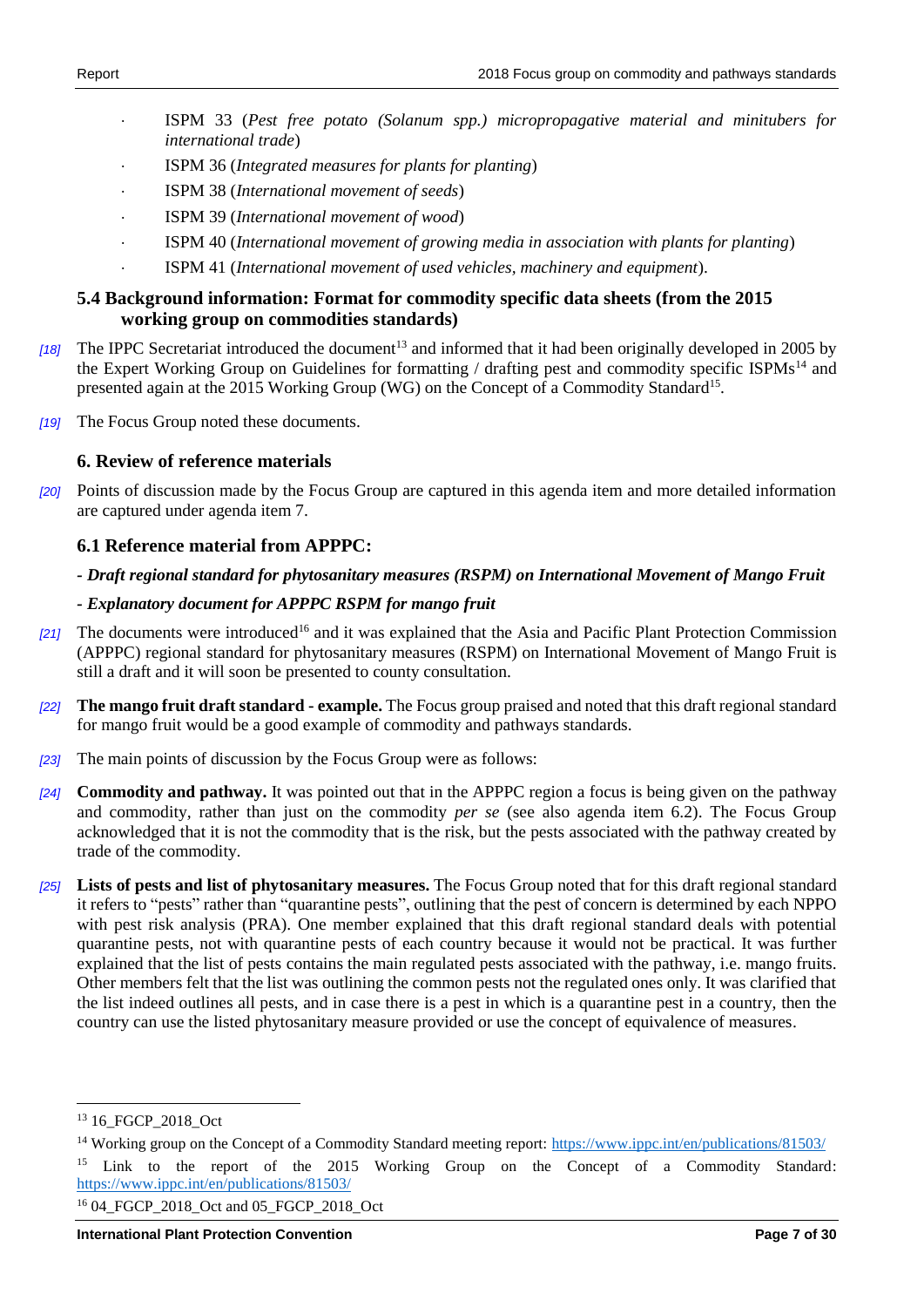- ISPM 33 (*Pest free potato (Solanum spp.) micropropagative material and minitubers for international trade*)
- ISPM 36 (*Integrated measures for plants for planting*)
- ISPM 38 (*International movement of seeds*)
- ISPM 39 (*International movement of wood*)
- ISPM 40 (*International movement of growing media in association with plants for planting*)
- ISPM 41 (*International movement of used vehicles, machinery and equipment*).

### 5.4 Background information: Format for commodity specific data sheets (from the 2015 working group on commodities standards)

*[18]* The IPPC Secretariat introduced the document[13] and informed that it had been originally developed in 2005 by the Expert Working Group on Guidelines for formatting / drafting pest and commodity specific ISPMs[14] and presented again at the 2015 Working Group (WG) on the Concept of a Commodity Standard[15].

*[19]* The Focus Group noted these documents.

## 6. Review of reference materials

*[20]* Points of discussion made by the Focus Group are captured in this agenda item and more detailed information are captured under agenda item 7.

### 6.1 Reference material from APPPC:

***- Draft regional standard for phytosanitary measures (RSPM) on International Movement of Mango Fruit***

***- Explanatory document for APPPC RSPM for mango fruit***

*[21]* The documents were introduced[16] and it was explained that the Asia and Pacific Plant Protection Commission (APPPC) regional standard for phytosanitary measures (RSPM) on International Movement of Mango Fruit is still a draft and it will soon be presented to county consultation.

*[22]* **The mango fruit draft standard - example.** The Focus group praised and noted that this draft regional standard for mango fruit would be a good example of commodity and pathways standards.

*[23]* The main points of discussion by the Focus Group were as follows:

*[24]* **Commodity and pathway.** It was pointed out that in the APPPC region a focus is being given on the pathway and commodity, rather than just on the commodity *per se* (see also agenda item 6.2). The Focus Group acknowledged that it is not the commodity that is the risk, but the pests associated with the pathway created by trade of the commodity.

*[25]* **Lists of pests and list of phytosanitary measures.** The Focus Group noted that for this draft regional standard it refers to "pests" rather than "quarantine pests", outlining that the pest of concern is determined by each NPPO with pest risk analysis (PRA). One member explained that this draft regional standard deals with potential quarantine pests, not with quarantine pests of each country because it would not be practical. It was further explained that the list of pests contains the main regulated pests associated with the pathway, i.e. mango fruits. Other members felt that the list was outlining the common pests not the regulated ones only. It was clarified that the list indeed outlines all pests, and in case there is a pest in which is a quarantine pest in a country, then the country can use the listed phytosanitary measure provided or use the concept of equivalence of measures.

---

[13] 16_FGCP_2018_Oct

[14] Working group on the Concept of a Commodity Standard meeting report: https://www.ippc.int/en/publications/81503/

[15] Link to the report of the 2015 Working Group on the Concept of a Commodity Standard: https://www.ippc.int/en/publications/81503/

[16] 04_FGCP_2018_Oct and 05_FGCP_2018_Oct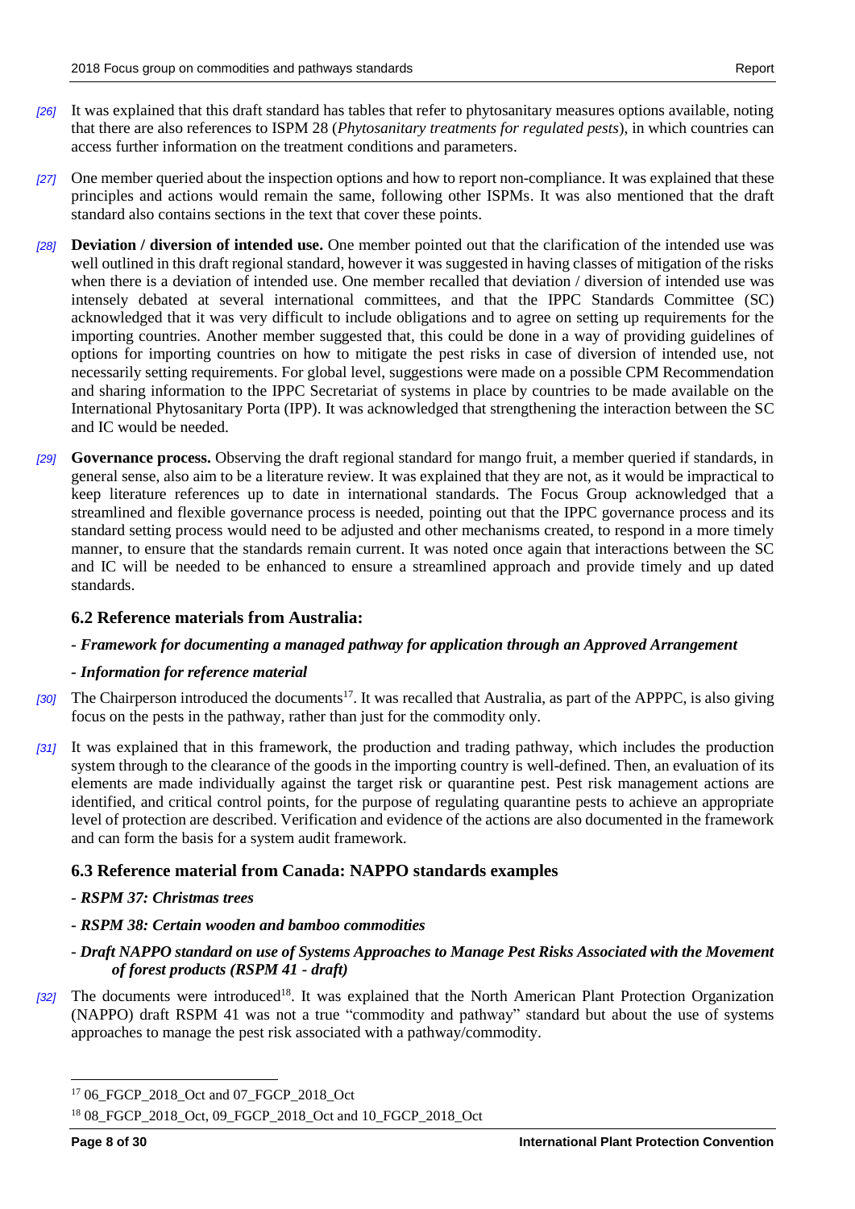[26] It was explained that this draft standard has tables that refer to phytosanitary measures options available, noting that there are also references to ISPM 28 (*Phytosanitary treatments for regulated pests*), in which countries can access further information on the treatment conditions and parameters.

[27] One member queried about the inspection options and how to report non-compliance. It was explained that these principles and actions would remain the same, following other ISPMs. It was also mentioned that the draft standard also contains sections in the text that cover these points.

[28] **Deviation / diversion of intended use.** One member pointed out that the clarification of the intended use was well outlined in this draft regional standard, however it was suggested in having classes of mitigation of the risks when there is a deviation of intended use. One member recalled that deviation / diversion of intended use was intensely debated at several international committees, and that the IPPC Standards Committee (SC) acknowledged that it was very difficult to include obligations and to agree on setting up requirements for the importing countries. Another member suggested that, this could be done in a way of providing guidelines of options for importing countries on how to mitigate the pest risks in case of diversion of intended use, not necessarily setting requirements. For global level, suggestions were made on a possible CPM Recommendation and sharing information to the IPPC Secretariat of systems in place by countries to be made available on the International Phytosanitary Porta (IPP). It was acknowledged that strengthening the interaction between the SC and IC would be needed.

[29] **Governance process.** Observing the draft regional standard for mango fruit, a member queried if standards, in general sense, also aim to be a literature review. It was explained that they are not, as it would be impractical to keep literature references up to date in international standards. The Focus Group acknowledged that a streamlined and flexible governance process is needed, pointing out that the IPPC governance process and its standard setting process would need to be adjusted and other mechanisms created, to respond in a more timely manner, to ensure that the standards remain current. It was noted once again that interactions between the SC and IC will be needed to be enhanced to ensure a streamlined approach and provide timely and up dated standards.

### 6.2 Reference materials from Australia:

**- *Framework for documenting a managed pathway for application through an Approved Arrangement***

**- *Information for reference material***

[30] The Chairperson introduced the documents[17]. It was recalled that Australia, as part of the APPPC, is also giving focus on the pests in the pathway, rather than just for the commodity only.

[31] It was explained that in this framework, the production and trading pathway, which includes the production system through to the clearance of the goods in the importing country is well-defined. Then, an evaluation of its elements are made individually against the target risk or quarantine pest. Pest risk management actions are identified, and critical control points, for the purpose of regulating quarantine pests to achieve an appropriate level of protection are described. Verification and evidence of the actions are also documented in the framework and can form the basis for a system audit framework.

### 6.3 Reference material from Canada: NAPPO standards examples

**- *RSPM 37: Christmas trees***

**- *RSPM 38: Certain wooden and bamboo commodities***

**- *Draft NAPPO standard on use of Systems Approaches to Manage Pest Risks Associated with the Movement of forest products (RSPM 41 - draft)***

[32] The documents were introduced[18]. It was explained that the North American Plant Protection Organization (NAPPO) draft RSPM 41 was not a true "commodity and pathway" standard but about the use of systems approaches to manage the pest risk associated with a pathway/commodity.

---

[17] 06_FGCP_2018_Oct and 07_FGCP_2018_Oct

[18] 08_FGCP_2018_Oct, 09_FGCP_2018_Oct and 10_FGCP_2018_Oct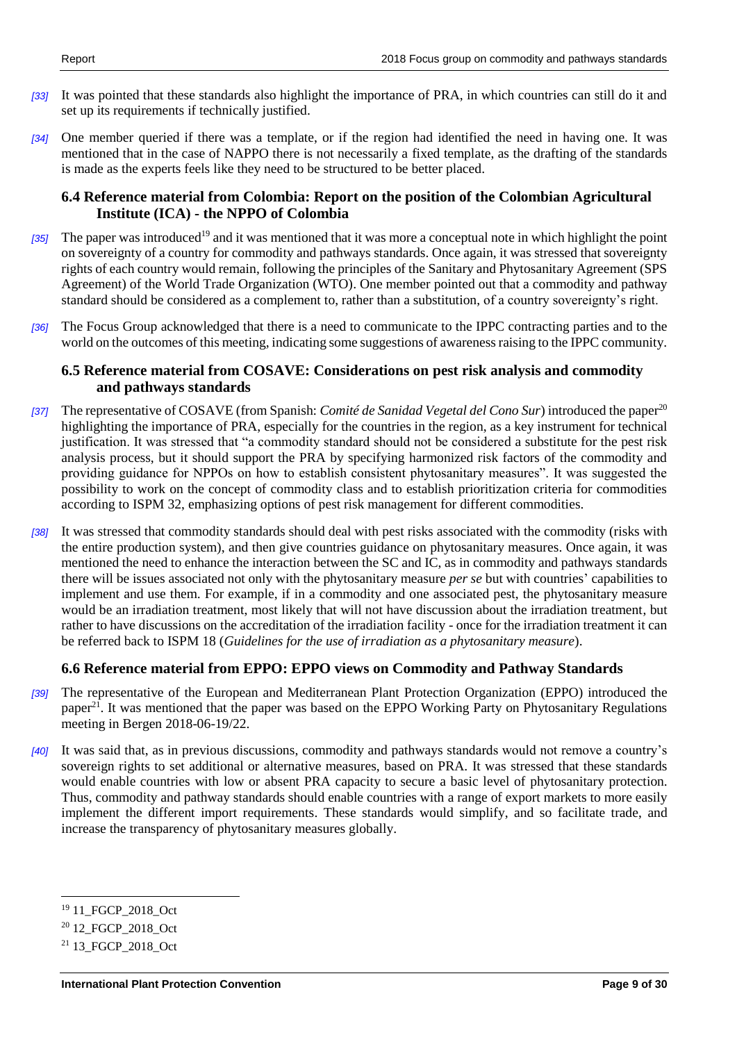[33] It was pointed that these standards also highlight the importance of PRA, in which countries can still do it and set up its requirements if technically justified.

[34] One member queried if there was a template, or if the region had identified the need in having one. It was mentioned that in the case of NAPPO there is not necessarily a fixed template, as the drafting of the standards is made as the experts feels like they need to be structured to be better placed.

### 6.4 Reference material from Colombia: Report on the position of the Colombian Agricultural Institute (ICA) - the NPPO of Colombia

[35] The paper was introduced[19] and it was mentioned that it was more a conceptual note in which highlight the point on sovereignty of a country for commodity and pathways standards. Once again, it was stressed that sovereignty rights of each country would remain, following the principles of the Sanitary and Phytosanitary Agreement (SPS Agreement) of the World Trade Organization (WTO). One member pointed out that a commodity and pathway standard should be considered as a complement to, rather than a substitution, of a country sovereignty's right.

[36] The Focus Group acknowledged that there is a need to communicate to the IPPC contracting parties and to the world on the outcomes of this meeting, indicating some suggestions of awareness raising to the IPPC community.

### 6.5 Reference material from COSAVE: Considerations on pest risk analysis and commodity and pathways standards

[37] The representative of COSAVE (from Spanish: *Comité de Sanidad Vegetal del Cono Sur*) introduced the paper[20] highlighting the importance of PRA, especially for the countries in the region, as a key instrument for technical justification. It was stressed that "a commodity standard should not be considered a substitute for the pest risk analysis process, but it should support the PRA by specifying harmonized risk factors of the commodity and providing guidance for NPPOs on how to establish consistent phytosanitary measures". It was suggested the possibility to work on the concept of commodity class and to establish prioritization criteria for commodities according to ISPM 32, emphasizing options of pest risk management for different commodities.

[38] It was stressed that commodity standards should deal with pest risks associated with the commodity (risks with the entire production system), and then give countries guidance on phytosanitary measures. Once again, it was mentioned the need to enhance the interaction between the SC and IC, as in commodity and pathways standards there will be issues associated not only with the phytosanitary measure *per se* but with countries' capabilities to implement and use them. For example, if in a commodity and one associated pest, the phytosanitary measure would be an irradiation treatment, most likely that will not have discussion about the irradiation treatment, but rather to have discussions on the accreditation of the irradiation facility - once for the irradiation treatment it can be referred back to ISPM 18 (*Guidelines for the use of irradiation as a phytosanitary measure*).

### 6.6 Reference material from EPPO: EPPO views on Commodity and Pathway Standards

[39] The representative of the European and Mediterranean Plant Protection Organization (EPPO) introduced the paper[21]. It was mentioned that the paper was based on the EPPO Working Party on Phytosanitary Regulations meeting in Bergen 2018-06-19/22.

[40] It was said that, as in previous discussions, commodity and pathways standards would not remove a country's sovereign rights to set additional or alternative measures, based on PRA. It was stressed that these standards would enable countries with low or absent PRA capacity to secure a basic level of phytosanitary protection. Thus, commodity and pathway standards should enable countries with a range of export markets to more easily implement the different import requirements. These standards would simplify, and so facilitate trade, and increase the transparency of phytosanitary measures globally.

---

[19] 11_FGCP_2018_Oct

[20] 12_FGCP_2018_Oct

[21] 13_FGCP_2018_Oct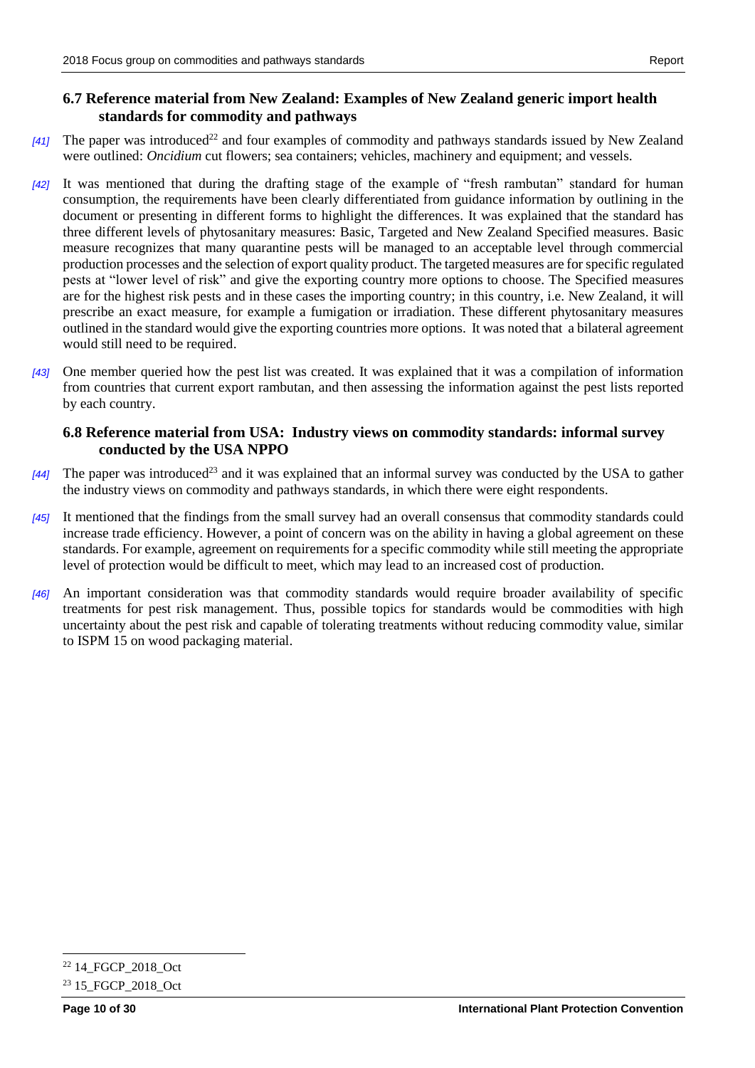### 6.7 Reference material from New Zealand: Examples of New Zealand generic import health standards for commodity and pathways

[41] The paper was introduced[22] and four examples of commodity and pathways standards issued by New Zealand were outlined: *Oncidium* cut flowers; sea containers; vehicles, machinery and equipment; and vessels.

[42] It was mentioned that during the drafting stage of the example of "fresh rambutan" standard for human consumption, the requirements have been clearly differentiated from guidance information by outlining in the document or presenting in different forms to highlight the differences. It was explained that the standard has three different levels of phytosanitary measures: Basic, Targeted and New Zealand Specified measures. Basic measure recognizes that many quarantine pests will be managed to an acceptable level through commercial production processes and the selection of export quality product. The targeted measures are for specific regulated pests at "lower level of risk" and give the exporting country more options to choose. The Specified measures are for the highest risk pests and in these cases the importing country; in this country, i.e. New Zealand, it will prescribe an exact measure, for example a fumigation or irradiation. These different phytosanitary measures outlined in the standard would give the exporting countries more options. It was noted that a bilateral agreement would still need to be required.

[43] One member queried how the pest list was created. It was explained that it was a compilation of information from countries that current export rambutan, and then assessing the information against the pest lists reported by each country.

### 6.8 Reference material from USA: Industry views on commodity standards: informal survey conducted by the USA NPPO

[44] The paper was introduced[23] and it was explained that an informal survey was conducted by the USA to gather the industry views on commodity and pathways standards, in which there were eight respondents.

[45] It mentioned that the findings from the small survey had an overall consensus that commodity standards could increase trade efficiency. However, a point of concern was on the ability in having a global agreement on these standards. For example, agreement on requirements for a specific commodity while still meeting the appropriate level of protection would be difficult to meet, which may lead to an increased cost of production.

[46] An important consideration was that commodity standards would require broader availability of specific treatments for pest risk management. Thus, possible topics for standards would be commodities with high uncertainty about the pest risk and capable of tolerating treatments without reducing commodity value, similar to ISPM 15 on wood packaging material.

[22] 14_FGCP_2018_Oct

[23] 15_FGCP_2018_Oct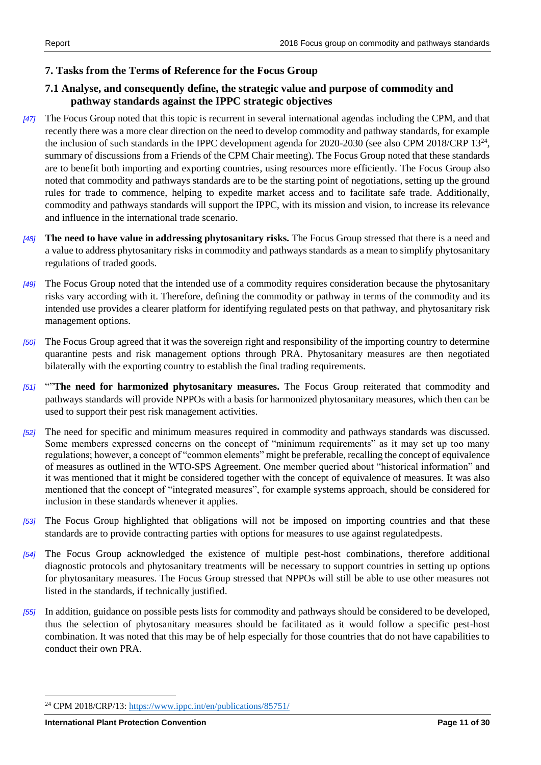## 7. Tasks from the Terms of Reference for the Focus Group

### 7.1 Analyse, and consequently define, the strategic value and purpose of commodity and pathway standards against the IPPC strategic objectives

[47] The Focus Group noted that this topic is recurrent in several international agendas including the CPM, and that recently there was a more clear direction on the need to develop commodity and pathway standards, for example the inclusion of such standards in the IPPC development agenda for 2020-2030 (see also CPM 2018/CRP 13[24], summary of discussions from a Friends of the CPM Chair meeting). The Focus Group noted that these standards are to benefit both importing and exporting countries, using resources more efficiently. The Focus Group also noted that commodity and pathways standards are to be the starting point of negotiations, setting up the ground rules for trade to commence, helping to expedite market access and to facilitate safe trade. Additionally, commodity and pathways standards will support the IPPC, with its mission and vision, to increase its relevance and influence in the international trade scenario.

[48] **The need to have value in addressing phytosanitary risks.** The Focus Group stressed that there is a need and a value to address phytosanitary risks in commodity and pathways standards as a mean to simplify phytosanitary regulations of traded goods.

[49] The Focus Group noted that the intended use of a commodity requires consideration because the phytosanitary risks vary according with it. Therefore, defining the commodity or pathway in terms of the commodity and its intended use provides a clearer platform for identifying regulated pests on that pathway, and phytosanitary risk management options.

[50] The Focus Group agreed that it was the sovereign right and responsibility of the importing country to determine quarantine pests and risk management options through PRA. Phytosanitary measures are then negotiated bilaterally with the exporting country to establish the final trading requirements.

[51] “”**The need for harmonized phytosanitary measures.** The Focus Group reiterated that commodity and pathways standards will provide NPPOs with a basis for harmonized phytosanitary measures, which then can be used to support their pest risk management activities.

[52] The need for specific and minimum measures required in commodity and pathways standards was discussed. Some members expressed concerns on the concept of “minimum requirements” as it may set up too many regulations; however, a concept of “common elements” might be preferable, recalling the concept of equivalence of measures as outlined in the WTO-SPS Agreement. One member queried about “historical information” and it was mentioned that it might be considered together with the concept of equivalence of measures. It was also mentioned that the concept of “integrated measures”, for example systems approach, should be considered for inclusion in these standards whenever it applies.

[53] The Focus Group highlighted that obligations will not be imposed on importing countries and that these standards are to provide contracting parties with options for measures to use against regulatedpests.

[54] The Focus Group acknowledged the existence of multiple pest-host combinations, therefore additional diagnostic protocols and phytosanitary treatments will be necessary to support countries in setting up options for phytosanitary measures. The Focus Group stressed that NPPOs will still be able to use other measures not listed in the standards, if technically justified.

[55] In addition, guidance on possible pests lists for commodity and pathways should be considered to be developed, thus the selection of phytosanitary measures should be facilitated as it would follow a specific pest-host combination. It was noted that this may be of help especially for those countries that do not have capabilities to conduct their own PRA.

---

[24] CPM 2018/CRP/13: https://www.ippc.int/en/publications/85751/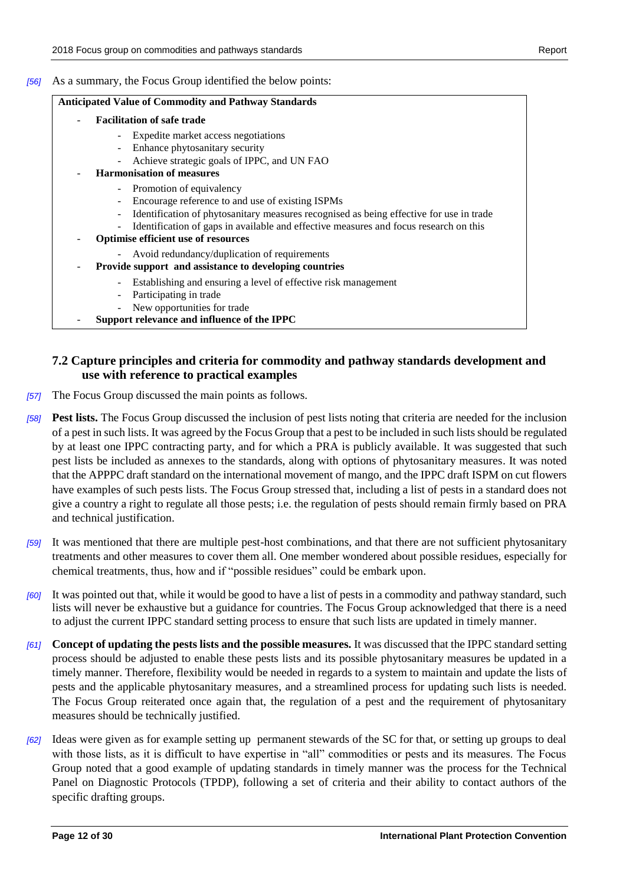[56] As a summary, the Focus Group identified the below points:

**Anticipated Value of Commodity and Pathway Standards**

- **Facilitation of safe trade**
    - Expedite market access negotiations
    - Enhance phytosanitary security
    - Achieve strategic goals of IPPC, and UN FAO
- **Harmonisation of measures**
    - Promotion of equivalency
    - Encourage reference to and use of existing ISPMs
    - Identification of phytosanitary measures recognised as being effective for use in trade
    - Identification of gaps in available and effective measures and focus research on this
- **Optimise efficient use of resources**
    - Avoid redundancy/duplication of requirements
- **Provide support and assistance to developing countries**
    - Establishing and ensuring a level of effective risk management
    - Participating in trade
    - New opportunities for trade
- **Support relevance and influence of the IPPC**

## 7.2 Capture principles and criteria for commodity and pathway standards development and use with reference to practical examples

[57] The Focus Group discussed the main points as follows.

[58] **Pest lists.** The Focus Group discussed the inclusion of pest lists noting that criteria are needed for the inclusion of a pest in such lists. It was agreed by the Focus Group that a pest to be included in such lists should be regulated by at least one IPPC contracting party, and for which a PRA is publicly available. It was suggested that such pest lists be included as annexes to the standards, along with options of phytosanitary measures. It was noted that the APPPC draft standard on the international movement of mango, and the IPPC draft ISPM on cut flowers have examples of such pests lists. The Focus Group stressed that, including a list of pests in a standard does not give a country a right to regulate all those pests; i.e. the regulation of pests should remain firmly based on PRA and technical justification.

[59] It was mentioned that there are multiple pest-host combinations, and that there are not sufficient phytosanitary treatments and other measures to cover them all. One member wondered about possible residues, especially for chemical treatments, thus, how and if "possible residues" could be embark upon.

[60] It was pointed out that, while it would be good to have a list of pests in a commodity and pathway standard, such lists will never be exhaustive but a guidance for countries. The Focus Group acknowledged that there is a need to adjust the current IPPC standard setting process to ensure that such lists are updated in timely manner.

[61] **Concept of updating the pests lists and the possible measures.** It was discussed that the IPPC standard setting process should be adjusted to enable these pests lists and its possible phytosanitary measures be updated in a timely manner. Therefore, flexibility would be needed in regards to a system to maintain and update the lists of pests and the applicable phytosanitary measures, and a streamlined process for updating such lists is needed. The Focus Group reiterated once again that, the regulation of a pest and the requirement of phytosanitary measures should be technically justified.

[62] Ideas were given as for example setting up permanent stewards of the SC for that, or setting up groups to deal with those lists, as it is difficult to have expertise in "all" commodities or pests and its measures. The Focus Group noted that a good example of updating standards in timely manner was the process for the Technical Panel on Diagnostic Protocols (TPDP), following a set of criteria and their ability to contact authors of the specific drafting groups.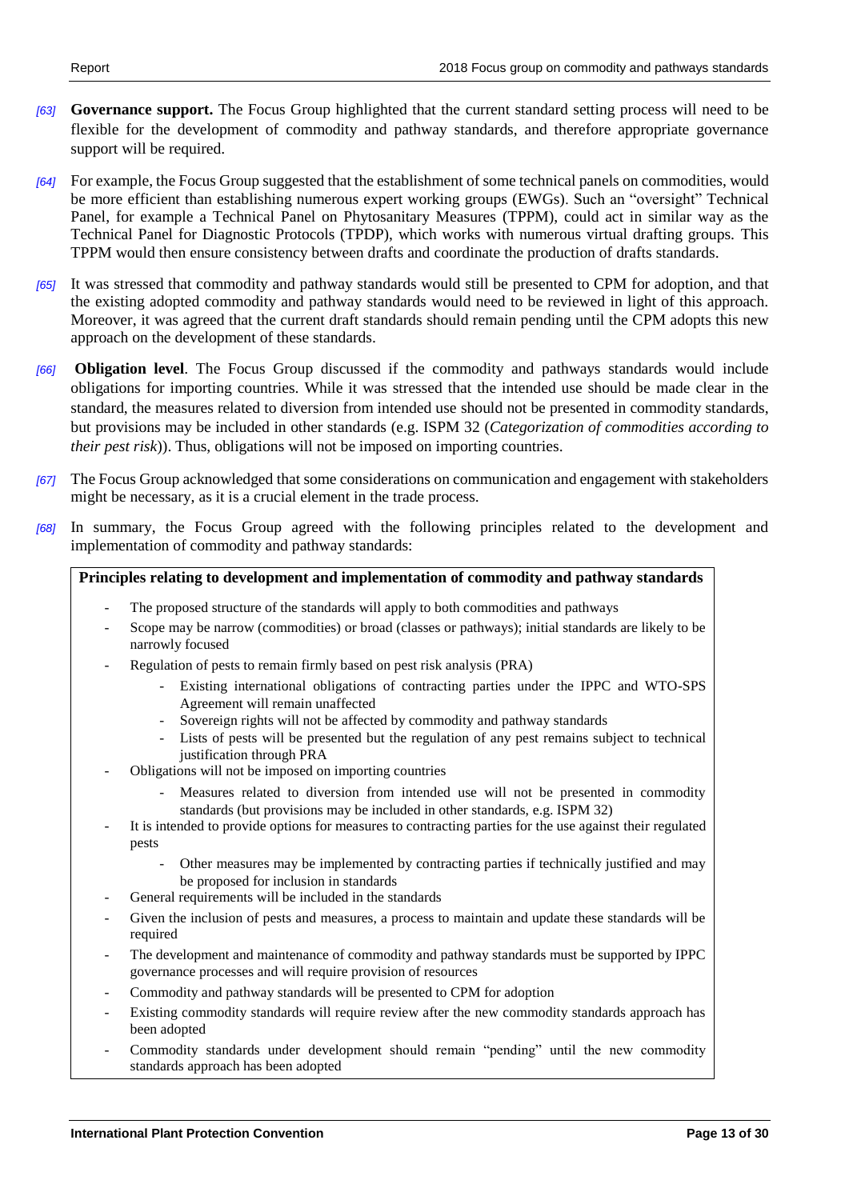*[63]* **Governance support.** The Focus Group highlighted that the current standard setting process will need to be flexible for the development of commodity and pathway standards, and therefore appropriate governance support will be required.

*[64]* For example, the Focus Group suggested that the establishment of some technical panels on commodities, would be more efficient than establishing numerous expert working groups (EWGs). Such an "oversight" Technical Panel, for example a Technical Panel on Phytosanitary Measures (TPPM), could act in similar way as the Technical Panel for Diagnostic Protocols (TPDP), which works with numerous virtual drafting groups. This TPPM would then ensure consistency between drafts and coordinate the production of drafts standards.

*[65]* It was stressed that commodity and pathway standards would still be presented to CPM for adoption, and that the existing adopted commodity and pathway standards would need to be reviewed in light of this approach. Moreover, it was agreed that the current draft standards should remain pending until the CPM adopts this new approach on the development of these standards.

*[66]* **Obligation level**. The Focus Group discussed if the commodity and pathways standards would include obligations for importing countries. While it was stressed that the intended use should be made clear in the standard, the measures related to diversion from intended use should not be presented in commodity standards, but provisions may be included in other standards (e.g. ISPM 32 (*Categorization of commodities according to their pest risk*)). Thus, obligations will not be imposed on importing countries.

*[67]* The Focus Group acknowledged that some considerations on communication and engagement with stakeholders might be necessary, as it is a crucial element in the trade process.

*[68]* In summary, the Focus Group agreed with the following principles related to the development and implementation of commodity and pathway standards:

**Principles relating to development and implementation of commodity and pathway standards**

- The proposed structure of the standards will apply to both commodities and pathways
- Scope may be narrow (commodities) or broad (classes or pathways); initial standards are likely to be narrowly focused
- Regulation of pests to remain firmly based on pest risk analysis (PRA)
    - Existing international obligations of contracting parties under the IPPC and WTO-SPS Agreement will remain unaffected
    - Sovereign rights will not be affected by commodity and pathway standards
    - Lists of pests will be presented but the regulation of any pest remains subject to technical justification through PRA
- Obligations will not be imposed on importing countries
    - Measures related to diversion from intended use will not be presented in commodity standards (but provisions may be included in other standards, e.g. ISPM 32)
- It is intended to provide options for measures to contracting parties for the use against their regulated pests
    - Other measures may be implemented by contracting parties if technically justified and may be proposed for inclusion in standards
- General requirements will be included in the standards
- Given the inclusion of pests and measures, a process to maintain and update these standards will be required
- The development and maintenance of commodity and pathway standards must be supported by IPPC governance processes and will require provision of resources
- Commodity and pathway standards will be presented to CPM for adoption
- Existing commodity standards will require review after the new commodity standards approach has been adopted
- Commodity standards under development should remain "pending" until the new commodity standards approach has been adopted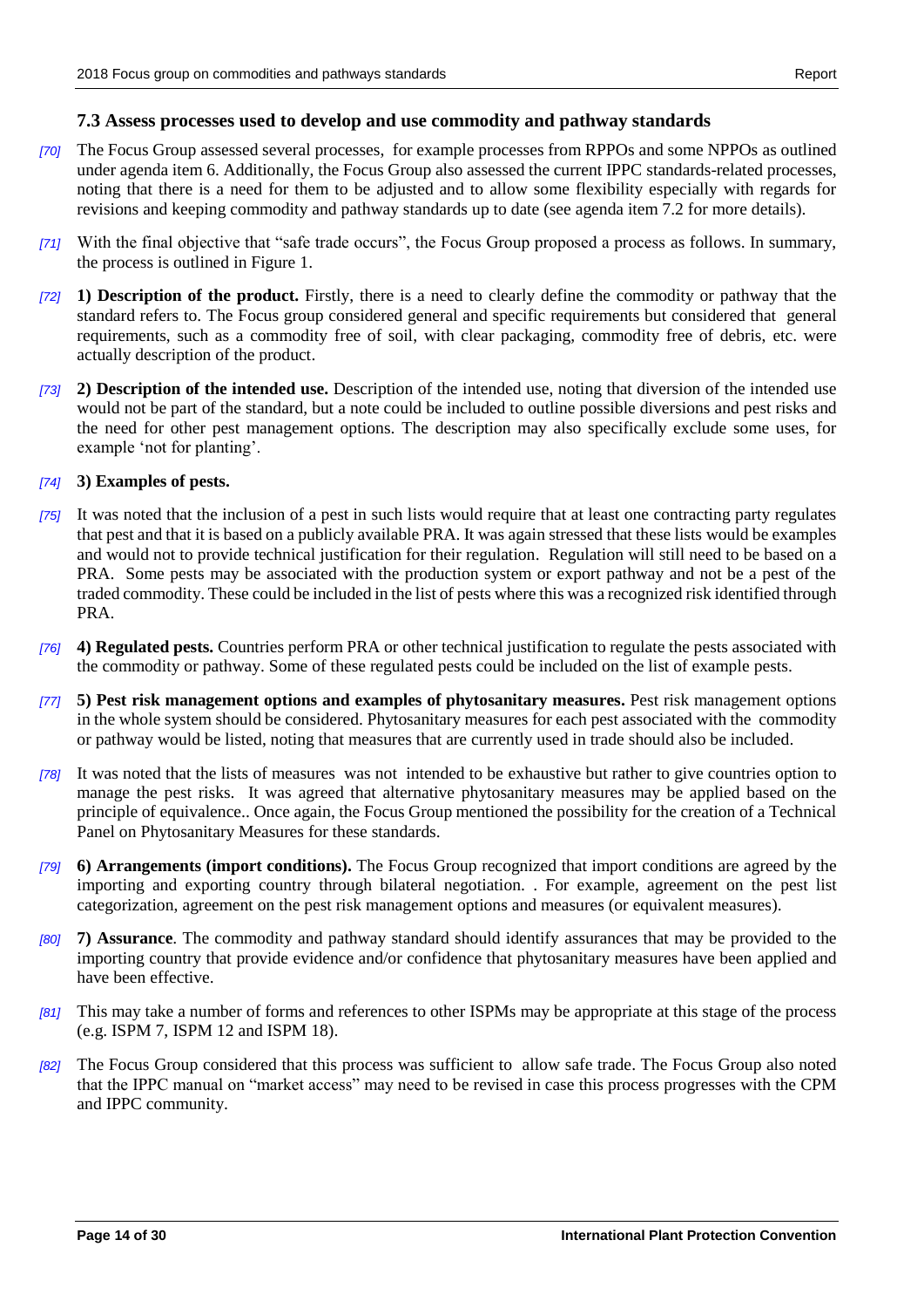### 7.3 Assess processes used to develop and use commodity and pathway standards

[70] The Focus Group assessed several processes, for example processes from RPPOs and some NPPOs as outlined under agenda item 6. Additionally, the Focus Group also assessed the current IPPC standards-related processes, noting that there is a need for them to be adjusted and to allow some flexibility especially with regards for revisions and keeping commodity and pathway standards up to date (see agenda item 7.2 for more details).

[71] With the final objective that "safe trade occurs", the Focus Group proposed a process as follows. In summary, the process is outlined in Figure 1.

[72] **1) Description of the product.** Firstly, there is a need to clearly define the commodity or pathway that the standard refers to. The Focus group considered general and specific requirements but considered that general requirements, such as a commodity free of soil, with clear packaging, commodity free of debris, etc. were actually description of the product.

[73] **2) Description of the intended use.** Description of the intended use, noting that diversion of the intended use would not be part of the standard, but a note could be included to outline possible diversions and pest risks and the need for other pest management options. The description may also specifically exclude some uses, for example 'not for planting'.

[74] **3) Examples of pests.**

[75] It was noted that the inclusion of a pest in such lists would require that at least one contracting party regulates that pest and that it is based on a publicly available PRA. It was again stressed that these lists would be examples and would not to provide technical justification for their regulation. Regulation will still need to be based on a PRA. Some pests may be associated with the production system or export pathway and not be a pest of the traded commodity. These could be included in the list of pests where this was a recognized risk identified through PRA.

[76] **4) Regulated pests.** Countries perform PRA or other technical justification to regulate the pests associated with the commodity or pathway. Some of these regulated pests could be included on the list of example pests.

[77] **5) Pest risk management options and examples of phytosanitary measures.** Pest risk management options in the whole system should be considered. Phytosanitary measures for each pest associated with the commodity or pathway would be listed, noting that measures that are currently used in trade should also be included.

[78] It was noted that the lists of measures was not intended to be exhaustive but rather to give countries option to manage the pest risks. It was agreed that alternative phytosanitary measures may be applied based on the principle of equivalence.. Once again, the Focus Group mentioned the possibility for the creation of a Technical Panel on Phytosanitary Measures for these standards.

[79] **6) Arrangements (import conditions).** The Focus Group recognized that import conditions are agreed by the importing and exporting country through bilateral negotiation. . For example, agreement on the pest list categorization, agreement on the pest risk management options and measures (or equivalent measures).

[80] **7) Assurance**. The commodity and pathway standard should identify assurances that may be provided to the importing country that provide evidence and/or confidence that phytosanitary measures have been applied and have been effective.

[81] This may take a number of forms and references to other ISPMs may be appropriate at this stage of the process (e.g. ISPM 7, ISPM 12 and ISPM 18).

[82] The Focus Group considered that this process was sufficient to allow safe trade. The Focus Group also noted that the IPPC manual on "market access" may need to be revised in case this process progresses with the CPM and IPPC community.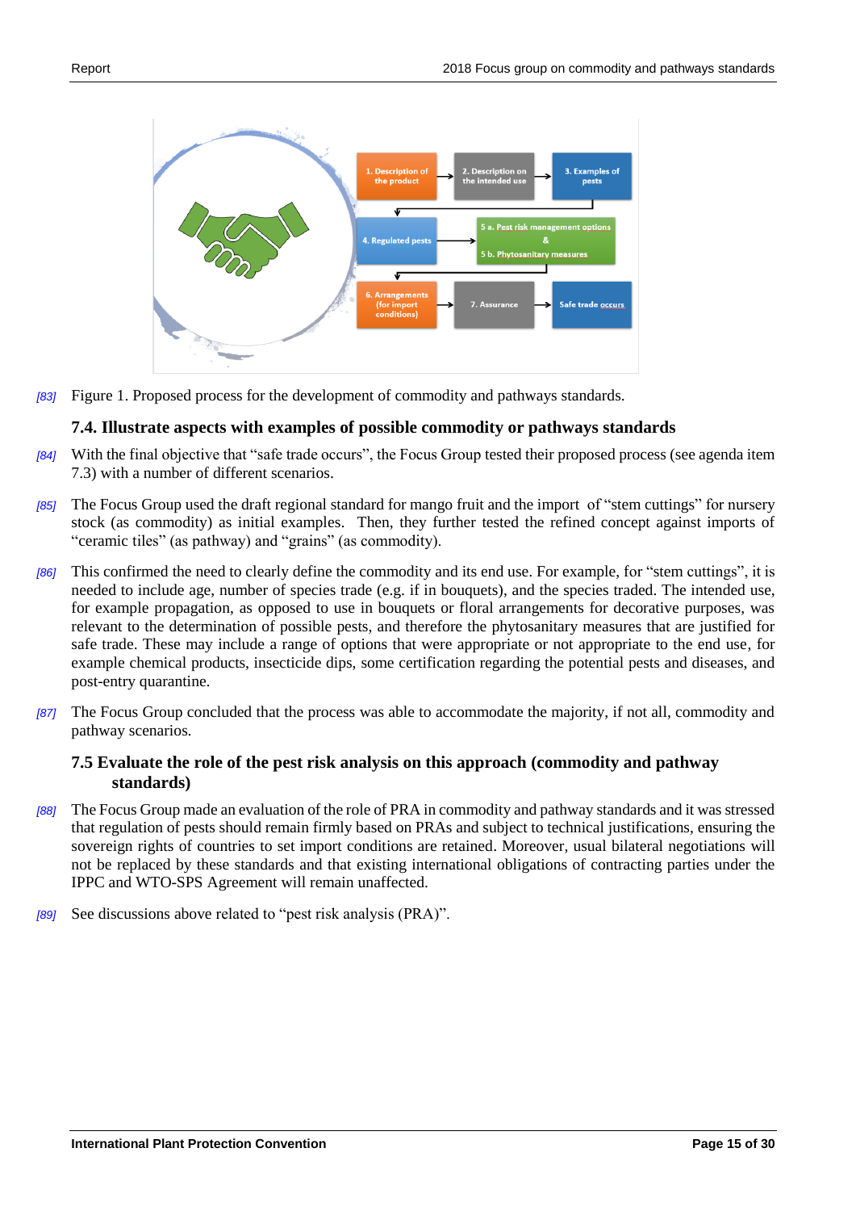1. Description of the product
2. Description on the intended use
3. Examples of pests
4. Regulated pests
5 a. Pest risk management options & 5 b. Phytosanitary measures
6. Arrangements (for import conditions)
7. Assurance
Safe trade occurs

[83] Figure 1. Proposed process for the development of commodity and pathways standards.

### 7.4. Illustrate aspects with examples of possible commodity or pathways standards

[84] With the final objective that "safe trade occurs", the Focus Group tested their proposed process (see agenda item 7.3) with a number of different scenarios.

[85] The Focus Group used the draft regional standard for mango fruit and the import of "stem cuttings" for nursery stock (as commodity) as initial examples. Then, they further tested the refined concept against imports of "ceramic tiles" (as pathway) and "grains" (as commodity).

[86] This confirmed the need to clearly define the commodity and its end use. For example, for "stem cuttings", it is needed to include age, number of species trade (e.g. if in bouquets), and the species traded. The intended use, for example propagation, as opposed to use in bouquets or floral arrangements for decorative purposes, was relevant to the determination of possible pests, and therefore the phytosanitary measures that are justified for safe trade. These may include a range of options that were appropriate or not appropriate to the end use, for example chemical products, insecticide dips, some certification regarding the potential pests and diseases, and post-entry quarantine.

[87] The Focus Group concluded that the process was able to accommodate the majority, if not all, commodity and pathway scenarios.

### 7.5 Evaluate the role of the pest risk analysis on this approach (commodity and pathway standards)

[88] The Focus Group made an evaluation of the role of PRA in commodity and pathway standards and it was stressed that regulation of pests should remain firmly based on PRAs and subject to technical justifications, ensuring the sovereign rights of countries to set import conditions are retained. Moreover, usual bilateral negotiations will not be replaced by these standards and that existing international obligations of contracting parties under the IPPC and WTO-SPS Agreement will remain unaffected.

[89] See discussions above related to "pest risk analysis (PRA)".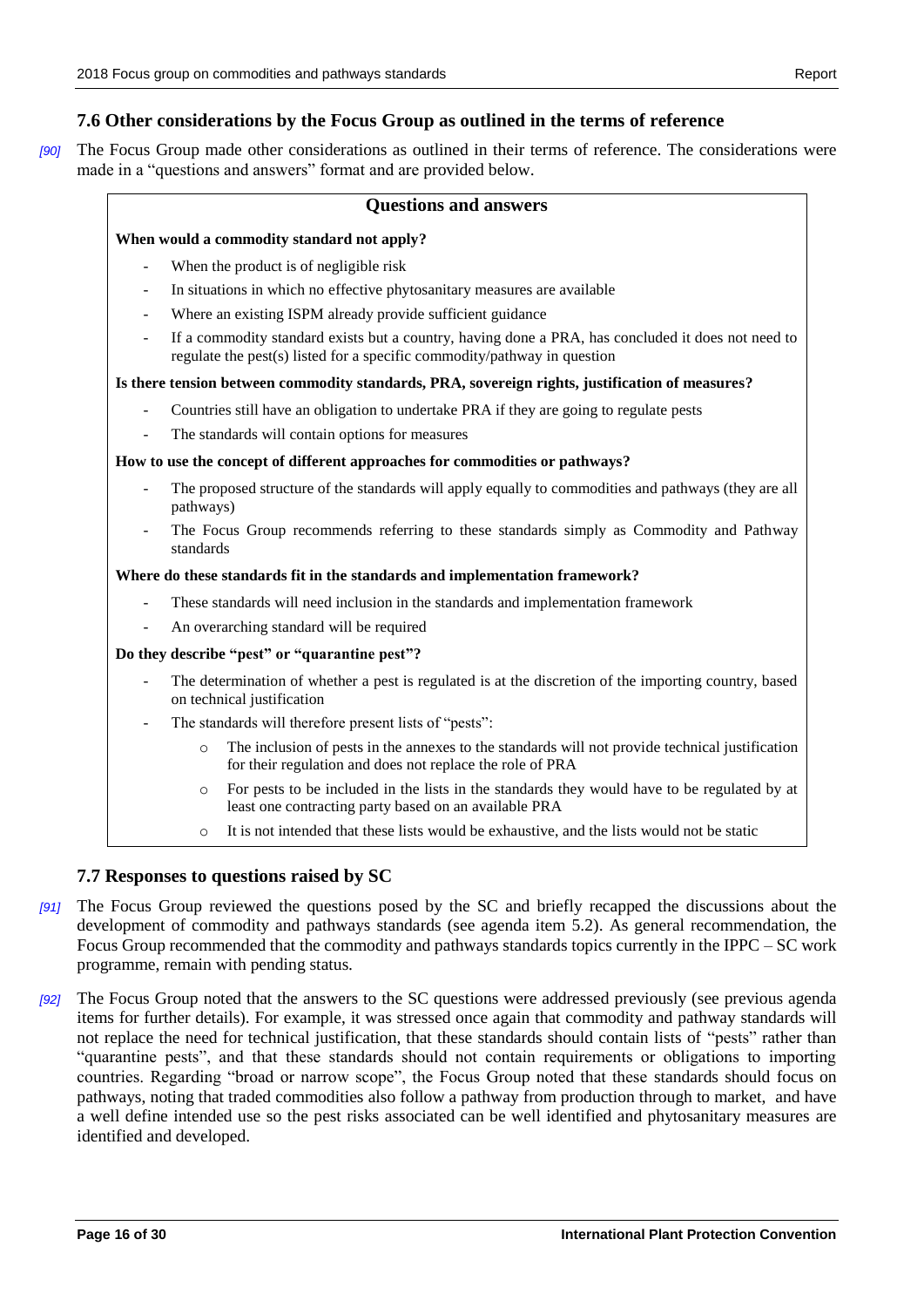### 7.6 Other considerations by the Focus Group as outlined in the terms of reference

[90] The Focus Group made other considerations as outlined in their terms of reference. The considerations were made in a "questions and answers" format and are provided below.

**Questions and answers**

**When would a commodity standard not apply?**

- When the product is of negligible risk
- In situations in which no effective phytosanitary measures are available
- Where an existing ISPM already provide sufficient guidance
- If a commodity standard exists but a country, having done a PRA, has concluded it does not need to regulate the pest(s) listed for a specific commodity/pathway in question

**Is there tension between commodity standards, PRA, sovereign rights, justification of measures?**

- Countries still have an obligation to undertake PRA if they are going to regulate pests
- The standards will contain options for measures

**How to use the concept of different approaches for commodities or pathways?**

- The proposed structure of the standards will apply equally to commodities and pathways (they are all pathways)
- The Focus Group recommends referring to these standards simply as Commodity and Pathway standards

**Where do these standards fit in the standards and implementation framework?**

- These standards will need inclusion in the standards and implementation framework
- An overarching standard will be required

**Do they describe "pest" or "quarantine pest"?**

- The determination of whether a pest is regulated is at the discretion of the importing country, based on technical justification
- The standards will therefore present lists of "pests":
  - The inclusion of pests in the annexes to the standards will not provide technical justification for their regulation and does not replace the role of PRA
  - For pests to be included in the lists in the standards they would have to be regulated by at least one contracting party based on an available PRA
  - It is not intended that these lists would be exhaustive, and the lists would not be static

### 7.7 Responses to questions raised by SC

[91] The Focus Group reviewed the questions posed by the SC and briefly recapped the discussions about the development of commodity and pathways standards (see agenda item 5.2). As general recommendation, the Focus Group recommended that the commodity and pathways standards topics currently in the IPPC – SC work programme, remain with pending status.

[92] The Focus Group noted that the answers to the SC questions were addressed previously (see previous agenda items for further details). For example, it was stressed once again that commodity and pathway standards will not replace the need for technical justification, that these standards should contain lists of "pests" rather than "quarantine pests", and that these standards should not contain requirements or obligations to importing countries. Regarding "broad or narrow scope", the Focus Group noted that these standards should focus on pathways, noting that traded commodities also follow a pathway from production through to market, and have a well define intended use so the pest risks associated can be well identified and phytosanitary measures are identified and developed.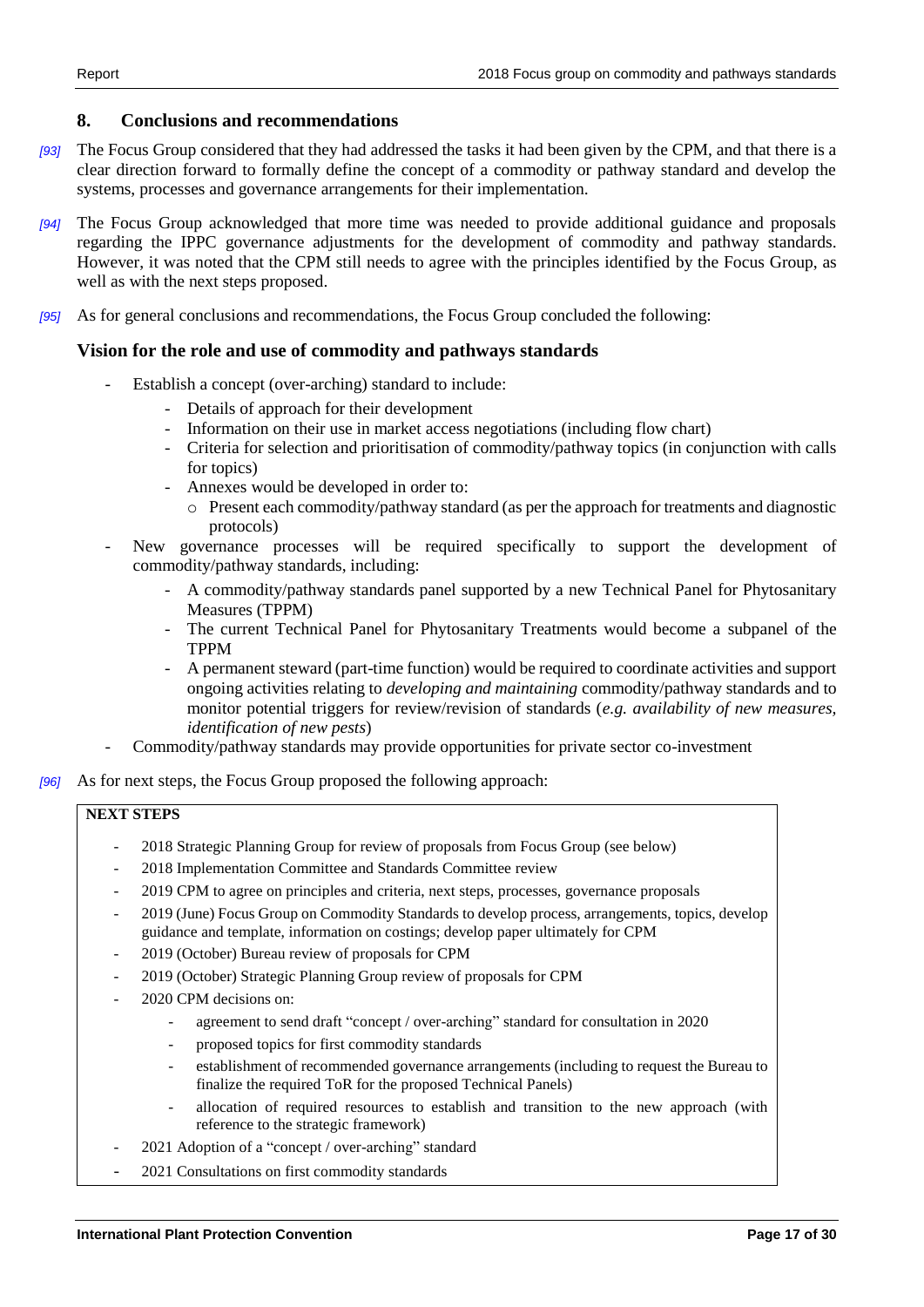## 8. Conclusions and recommendations

*[93]* The Focus Group considered that they had addressed the tasks it had been given by the CPM, and that there is a clear direction forward to formally define the concept of a commodity or pathway standard and develop the systems, processes and governance arrangements for their implementation.

*[94]* The Focus Group acknowledged that more time was needed to provide additional guidance and proposals regarding the IPPC governance adjustments for the development of commodity and pathway standards. However, it was noted that the CPM still needs to agree with the principles identified by the Focus Group, as well as with the next steps proposed.

*[95]* As for general conclusions and recommendations, the Focus Group concluded the following:

### Vision for the role and use of commodity and pathways standards

- Establish a concept (over-arching) standard to include:
  - Details of approach for their development
  - Information on their use in market access negotiations (including flow chart)
  - Criteria for selection and prioritisation of commodity/pathway topics (in conjunction with calls for topics)
  - Annexes would be developed in order to:
    - Present each commodity/pathway standard (as per the approach for treatments and diagnostic protocols)
- New governance processes will be required specifically to support the development of commodity/pathway standards, including:
  - A commodity/pathway standards panel supported by a new Technical Panel for Phytosanitary Measures (TPPM)
  - The current Technical Panel for Phytosanitary Treatments would become a subpanel of the TPPM
  - A permanent steward (part-time function) would be required to coordinate activities and support ongoing activities relating to *developing and maintaining* commodity/pathway standards and to monitor potential triggers for review/revision of standards (*e.g. availability of new measures, identification of new pests*)
- Commodity/pathway standards may provide opportunities for private sector co-investment

*[96]* As for next steps, the Focus Group proposed the following approach:

**NEXT STEPS**

- 2018 Strategic Planning Group for review of proposals from Focus Group (see below)
- 2018 Implementation Committee and Standards Committee review
- 2019 CPM to agree on principles and criteria, next steps, processes, governance proposals
- 2019 (June) Focus Group on Commodity Standards to develop process, arrangements, topics, develop guidance and template, information on costings; develop paper ultimately for CPM
- 2019 (October) Bureau review of proposals for CPM
- 2019 (October) Strategic Planning Group review of proposals for CPM
- 2020 CPM decisions on:
  - agreement to send draft "concept / over-arching" standard for consultation in 2020
  - proposed topics for first commodity standards
  - establishment of recommended governance arrangements (including to request the Bureau to finalize the required ToR for the proposed Technical Panels)
  - allocation of required resources to establish and transition to the new approach (with reference to the strategic framework)
- 2021 Adoption of a "concept / over-arching" standard
- 2021 Consultations on first commodity standards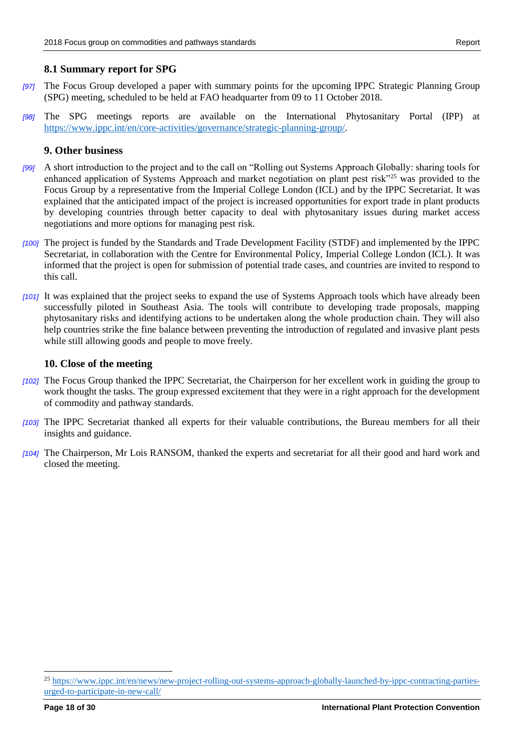## 8.1 Summary report for SPG

[97] The Focus Group developed a paper with summary points for the upcoming IPPC Strategic Planning Group (SPG) meeting, scheduled to be held at FAO headquarter from 09 to 11 October 2018.

[98] The SPG meetings reports are available on the International Phytosanitary Portal (IPP) at https://www.ippc.int/en/core-activities/governance/strategic-planning-group/.

## 9. Other business

[99] A short introduction to the project and to the call on "Rolling out Systems Approach Globally: sharing tools for enhanced application of Systems Approach and market negotiation on plant pest risk"[25] was provided to the Focus Group by a representative from the Imperial College London (ICL) and by the IPPC Secretariat. It was explained that the anticipated impact of the project is increased opportunities for export trade in plant products by developing countries through better capacity to deal with phytosanitary issues during market access negotiations and more options for managing pest risk.

[100] The project is funded by the Standards and Trade Development Facility (STDF) and implemented by the IPPC Secretariat, in collaboration with the Centre for Environmental Policy, Imperial College London (ICL). It was informed that the project is open for submission of potential trade cases, and countries are invited to respond to this call.

[101] It was explained that the project seeks to expand the use of Systems Approach tools which have already been successfully piloted in Southeast Asia. The tools will contribute to developing trade proposals, mapping phytosanitary risks and identifying actions to be undertaken along the whole production chain. They will also help countries strike the fine balance between preventing the introduction of regulated and invasive plant pests while still allowing goods and people to move freely.

## 10. Close of the meeting

[102] The Focus Group thanked the IPPC Secretariat, the Chairperson for her excellent work in guiding the group to work thought the tasks. The group expressed excitement that they were in a right approach for the development of commodity and pathway standards.

[103] The IPPC Secretariat thanked all experts for their valuable contributions, the Bureau members for all their insights and guidance.

[104] The Chairperson, Mr Lois RANSOM, thanked the experts and secretariat for all their good and hard work and closed the meeting.

---

[25] https://www.ippc.int/en/news/new-project-rolling-out-systems-approach-globally-launched-by-ippc-contracting-parties-urged-to-participate-in-new-call/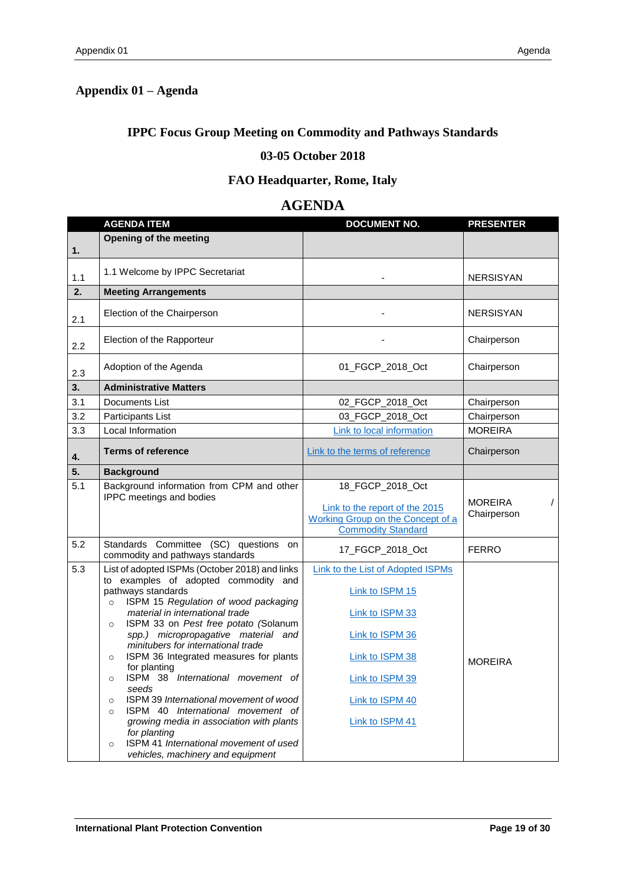# Appendix 01 – Agenda

## IPPC Focus Group Meeting on Commodity and Pathways Standards

## 03-05 October 2018

## FAO Headquarter, Rome, Italy

## AGENDA

| | AGENDA ITEM | DOCUMENT NO. | PRESENTER |
|---|---|---|---|
| **1.** | **Opening of the meeting** | | |
| 1.1 | 1.1 Welcome by IPPC Secretariat | - | NERSISYAN |
| **2.** | **Meeting Arrangements** | | |
| 2.1 | Election of the Chairperson | - | NERSISYAN |
| 2.2 | Election of the Rapporteur | - | Chairperson |
| 2.3 | Adoption of the Agenda | 01_FGCP_2018_Oct | Chairperson |
| **3.** | **Administrative Matters** | | |
| 3.1 | Documents List | 02_FGCP_2018_Oct | Chairperson |
| 3.2 | Participants List | 03_FGCP_2018_Oct | Chairperson |
| 3.3 | Local Information | Link to local information | MOREIRA |
| **4.** | **Terms of reference** | Link to the terms of reference | Chairperson |
| **5.** | **Background** | | |
| 5.1 | Background information from CPM and other IPPC meetings and bodies | 18_FGCP_2018_Oct<br><br>Link to the report of the 2015 Working Group on the Concept of a Commodity Standard | MOREIRA / Chairperson |
| 5.2 | Standards Committee (SC) questions on commodity and pathways standards | 17_FGCP_2018_Oct | FERRO |
| 5.3 | List of adopted ISPMs (October 2018) and links to examples of adopted commodity and pathways standards<br>○ ISPM 15 *Regulation of wood packaging material in international trade*<br>○ ISPM 33 on *Pest free potato* (*Solanum spp.) micropropagative material and minitubers for international trade*<br>○ ISPM 36 Integrated measures for plants for planting<br>○ ISPM 38 *International movement of seeds*<br>○ ISPM 39 *International movement of wood*<br>○ ISPM 40 *International movement of growing media in association with plants for planting*<br>○ ISPM 41 *International movement of used vehicles, machinery and equipment* | Link to the List of Adopted ISPMs<br><br>Link to ISPM 15<br><br>Link to ISPM 33<br><br>Link to ISPM 36<br><br>Link to ISPM 38<br><br>Link to ISPM 39<br><br>Link to ISPM 40<br><br>Link to ISPM 41 | MOREIRA |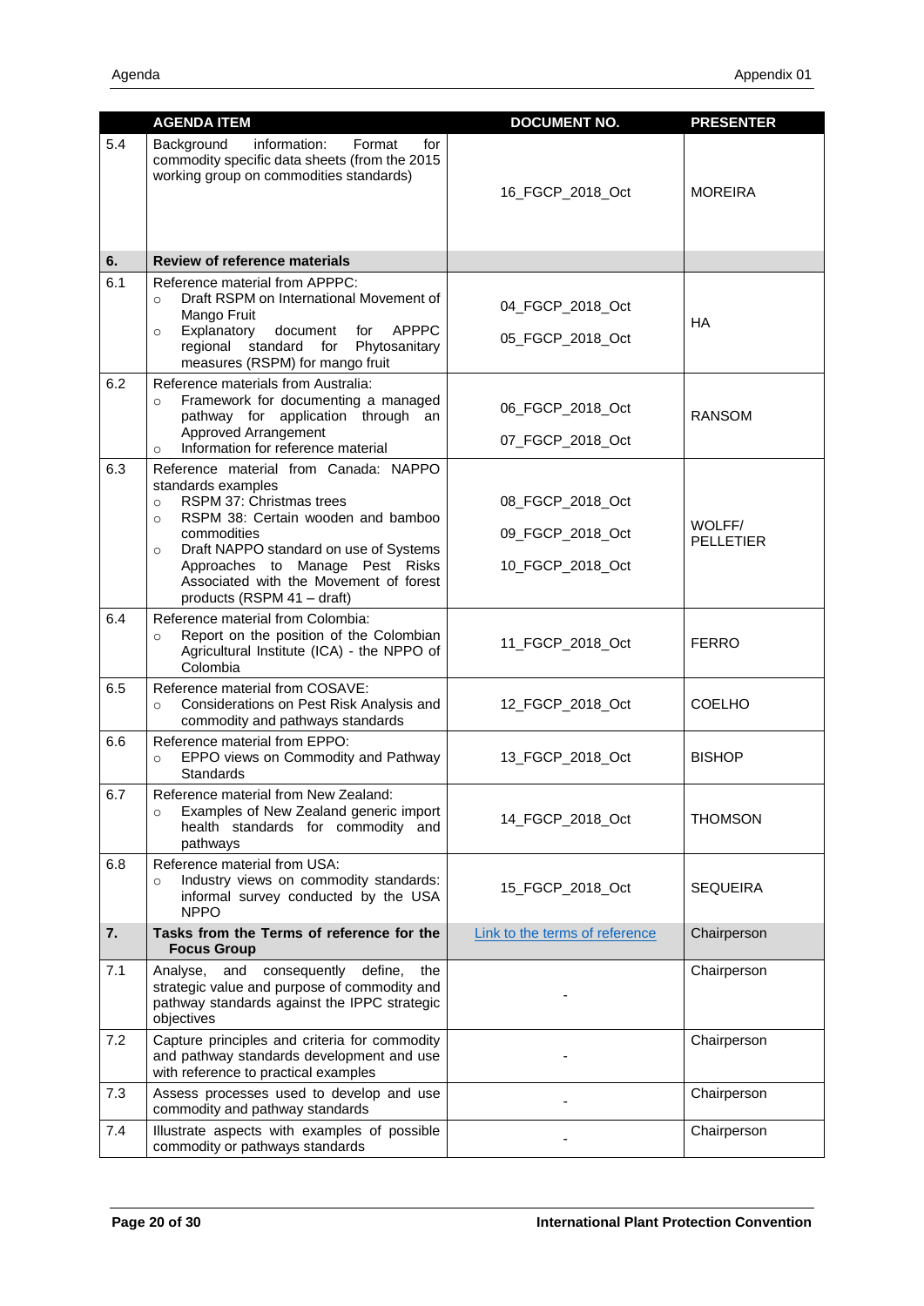| | AGENDA ITEM | DOCUMENT NO. | PRESENTER |
|---|---|---|---|
| 5.4 | Background information: Format for commodity specific data sheets (from the 2015 working group on commodities standards) | 16_FGCP_2018_Oct | MOREIRA |
| **6.** | **Review of reference materials** | | |
| 6.1 | Reference material from APPPC:<br>○ Draft RSPM on International Movement of Mango Fruit<br>○ Explanatory document for APPPC regional standard for Phytosanitary measures (RSPM) for mango fruit | 04_FGCP_2018_Oct<br>05_FGCP_2018_Oct | HA |
| 6.2 | Reference materials from Australia:<br>○ Framework for documenting a managed pathway for application through an Approved Arrangement<br>○ Information for reference material | 06_FGCP_2018_Oct<br>07_FGCP_2018_Oct | RANSOM |
| 6.3 | Reference material from Canada: NAPPO standards examples<br>○ RSPM 37: Christmas trees<br>○ RSPM 38: Certain wooden and bamboo commodities<br>○ Draft NAPPO standard on use of Systems Approaches to Manage Pest Risks Associated with the Movement of forest products (RSPM 41 – draft) | 08_FGCP_2018_Oct<br>09_FGCP_2018_Oct<br>10_FGCP_2018_Oct | WOLFF/ PELLETIER |
| 6.4 | Reference material from Colombia:<br>○ Report on the position of the Colombian Agricultural Institute (ICA) - the NPPO of Colombia | 11_FGCP_2018_Oct | FERRO |
| 6.5 | Reference material from COSAVE:<br>○ Considerations on Pest Risk Analysis and commodity and pathways standards | 12_FGCP_2018_Oct | COELHO |
| 6.6 | Reference material from EPPO:<br>○ EPPO views on Commodity and Pathway Standards | 13_FGCP_2018_Oct | BISHOP |
| 6.7 | Reference material from New Zealand:<br>○ Examples of New Zealand generic import health standards for commodity and pathways | 14_FGCP_2018_Oct | THOMSON |
| 6.8 | Reference material from USA:<br>○ Industry views on commodity standards: informal survey conducted by the USA NPPO | 15_FGCP_2018_Oct | SEQUEIRA |
| **7.** | **Tasks from the Terms of reference for the Focus Group** | Link to the terms of reference | Chairperson |
| 7.1 | Analyse, and consequently define, the strategic value and purpose of commodity and pathway standards against the IPPC strategic objectives | - | Chairperson |
| 7.2 | Capture principles and criteria for commodity and pathway standards development and use with reference to practical examples | - | Chairperson |
| 7.3 | Assess processes used to develop and use commodity and pathway standards | - | Chairperson |
| 7.4 | Illustrate aspects with examples of possible commodity or pathways standards | - | Chairperson |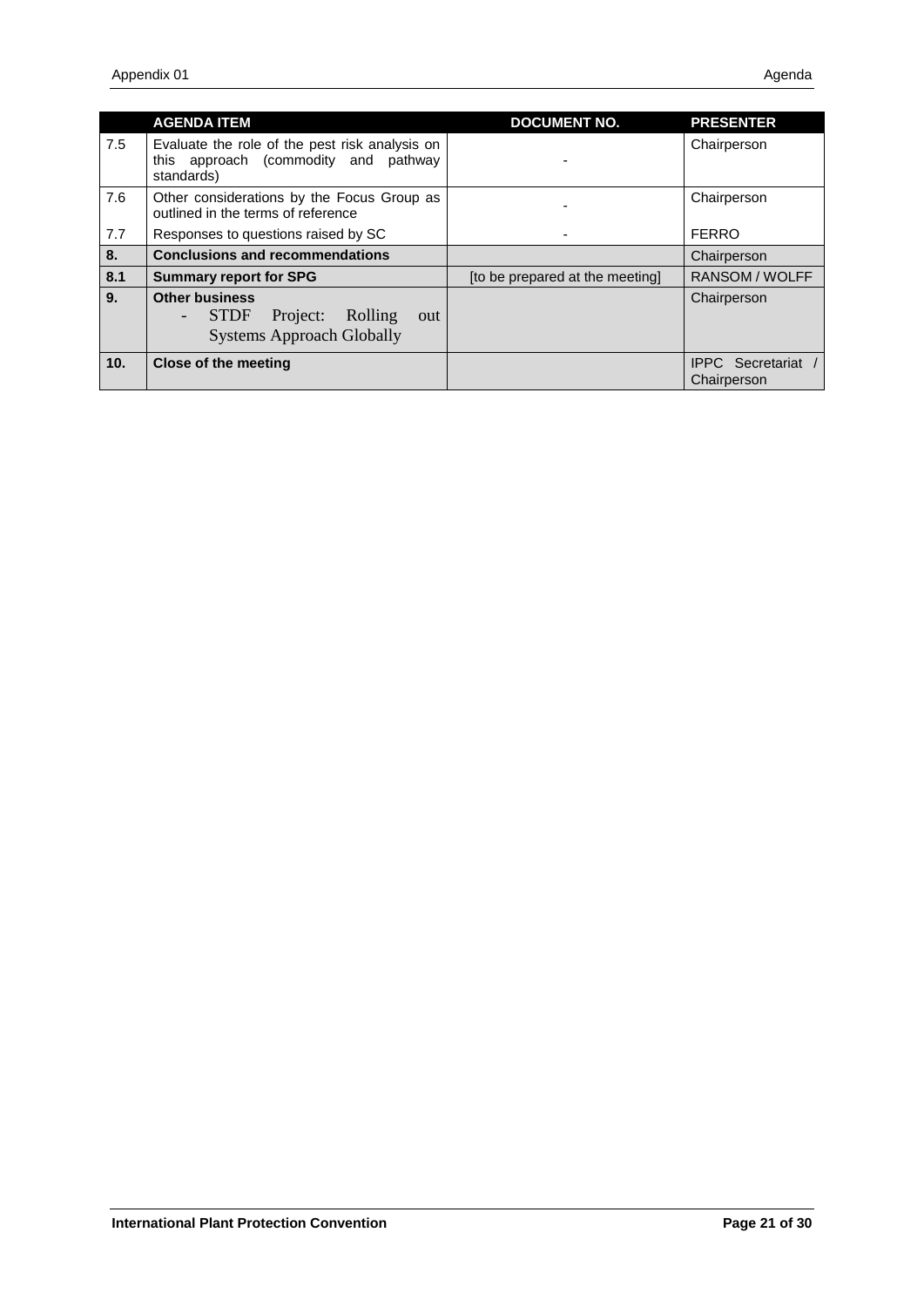| | AGENDA ITEM | DOCUMENT NO. | PRESENTER |
|---|---|---|---|
| 7.5 | Evaluate the role of the pest risk analysis on this approach (commodity and pathway standards) | - | Chairperson |
| 7.6 | Other considerations by the Focus Group as outlined in the terms of reference | - | Chairperson |
| 7.7 | Responses to questions raised by SC | - | FERRO |
| **8.** | **Conclusions and recommendations** | | Chairperson |
| **8.1** | **Summary report for SPG** | [to be prepared at the meeting] | RANSOM / WOLFF |
| **9.** | **Other business**<br>- STDF Project: Rolling out Systems Approach Globally | | Chairperson |
| **10.** | **Close of the meeting** | | IPPC Secretariat / Chairperson |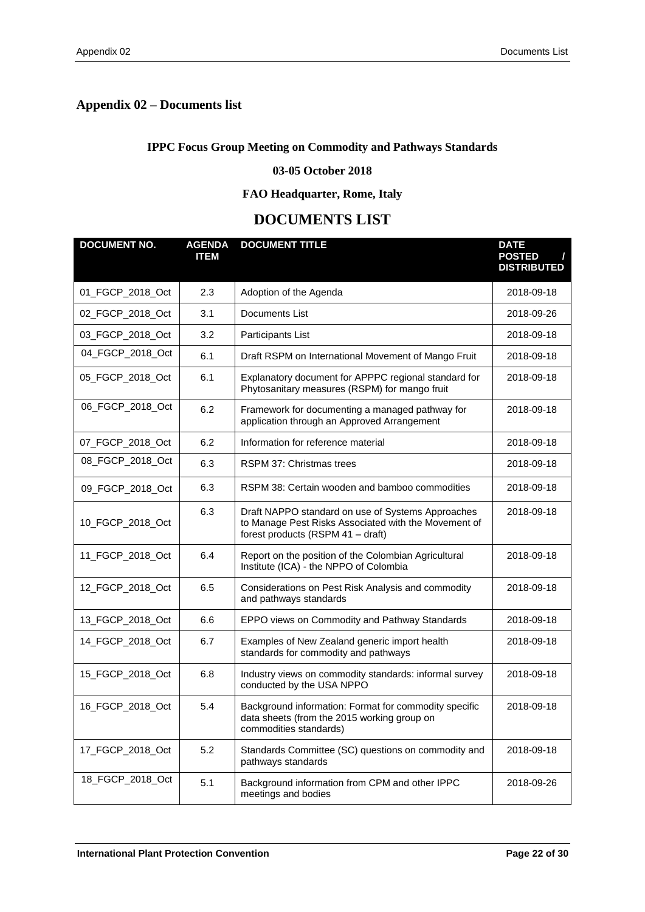## Appendix 02 – Documents list

**IPPC Focus Group Meeting on Commodity and Pathways Standards**

**03-05 October 2018**

**FAO Headquarter, Rome, Italy**

# DOCUMENTS LIST

| DOCUMENT NO. | AGENDA ITEM | DOCUMENT TITLE | DATE POSTED / DISTRIBUTED |
|---|---|---|---|
| 01_FGCP_2018_Oct | 2.3 | Adoption of the Agenda | 2018-09-18 |
| 02_FGCP_2018_Oct | 3.1 | Documents List | 2018-09-26 |
| 03_FGCP_2018_Oct | 3.2 | Participants List | 2018-09-18 |
| 04_FGCP_2018_Oct | 6.1 | Draft RSPM on International Movement of Mango Fruit | 2018-09-18 |
| 05_FGCP_2018_Oct | 6.1 | Explanatory document for APPPC regional standard for Phytosanitary measures (RSPM) for mango fruit | 2018-09-18 |
| 06_FGCP_2018_Oct | 6.2 | Framework for documenting a managed pathway for application through an Approved Arrangement | 2018-09-18 |
| 07_FGCP_2018_Oct | 6.2 | Information for reference material | 2018-09-18 |
| 08_FGCP_2018_Oct | 6.3 | RSPM 37: Christmas trees | 2018-09-18 |
| 09_FGCP_2018_Oct | 6.3 | RSPM 38: Certain wooden and bamboo commodities | 2018-09-18 |
| 10_FGCP_2018_Oct | 6.3 | Draft NAPPO standard on use of Systems Approaches to Manage Pest Risks Associated with the Movement of forest products (RSPM 41 – draft) | 2018-09-18 |
| 11_FGCP_2018_Oct | 6.4 | Report on the position of the Colombian Agricultural Institute (ICA) - the NPPO of Colombia | 2018-09-18 |
| 12_FGCP_2018_Oct | 6.5 | Considerations on Pest Risk Analysis and commodity and pathways standards | 2018-09-18 |
| 13_FGCP_2018_Oct | 6.6 | EPPO views on Commodity and Pathway Standards | 2018-09-18 |
| 14_FGCP_2018_Oct | 6.7 | Examples of New Zealand generic import health standards for commodity and pathways | 2018-09-18 |
| 15_FGCP_2018_Oct | 6.8 | Industry views on commodity standards: informal survey conducted by the USA NPPO | 2018-09-18 |
| 16_FGCP_2018_Oct | 5.4 | Background information: Format for commodity specific data sheets (from the 2015 working group on commodities standards) | 2018-09-18 |
| 17_FGCP_2018_Oct | 5.2 | Standards Committee (SC) questions on commodity and pathways standards | 2018-09-18 |
| 18_FGCP_2018_Oct | 5.1 | Background information from CPM and other IPPC meetings and bodies | 2018-09-26 |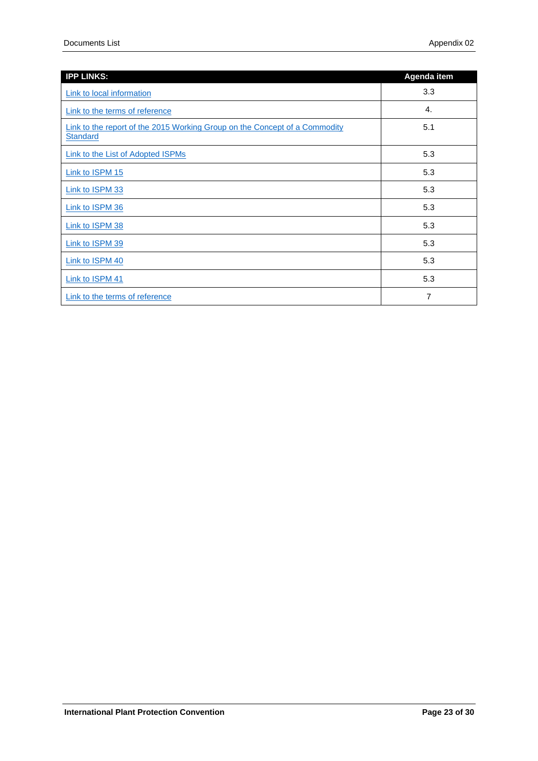| IPP LINKS: | Agenda item |
| --- | --- |
| Link to local information | 3.3 |
| Link to the terms of reference | 4. |
| Link to the report of the 2015 Working Group on the Concept of a Commodity Standard | 5.1 |
| Link to the List of Adopted ISPMs | 5.3 |
| Link to ISPM 15 | 5.3 |
| Link to ISPM 33 | 5.3 |
| Link to ISPM 36 | 5.3 |
| Link to ISPM 38 | 5.3 |
| Link to ISPM 39 | 5.3 |
| Link to ISPM 40 | 5.3 |
| Link to ISPM 41 | 5.3 |
| Link to the terms of reference | 7 |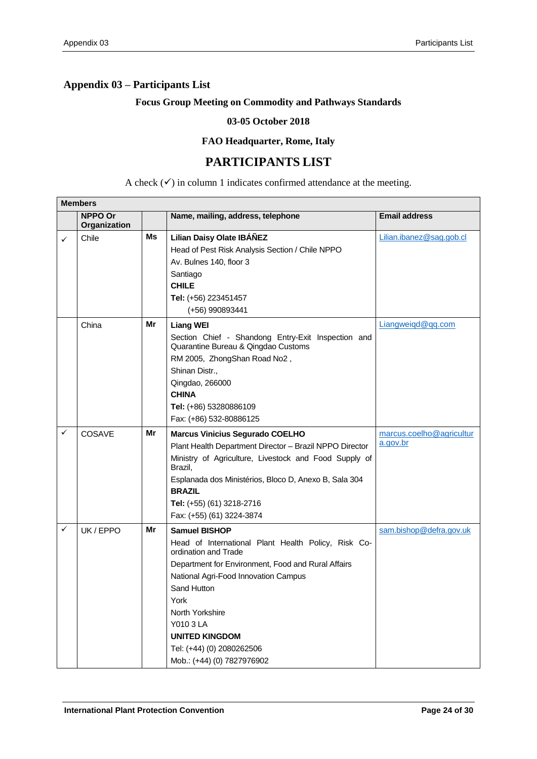## Appendix 03 – Participants List

**Focus Group Meeting on Commodity and Pathways Standards**

**03-05 October 2018**

**FAO Headquarter, Rome, Italy**

# PARTICIPANTS LIST

A check (✓) in column 1 indicates confirmed attendance at the meeting.

| **Members** | | | | |
|---|---|---|---|---|
| | **NPPO Or Organization** | | **Name, mailing, address, telephone** | **Email address** |
| ✓ | Chile | **Ms** | **Lilian Daisy Olate IBÁÑEZ**<br>Head of Pest Risk Analysis Section / Chile NPPO<br>Av. Bulnes 140, floor 3<br>Santiago<br>**CHILE**<br>**Tel:** (+56) 223451457<br>(+56) 990893441 | Lilian.ibanez@sag.gob.cl |
| | China | **Mr** | **Liang WEI**<br>Section Chief - Shandong Entry-Exit Inspection and Quarantine Bureau & Qingdao Customs<br>RM 2005, ZhongShan Road No2 ,<br>Shinan Distr.,<br>Qingdao, 266000<br>**CHINA**<br>**Tel:** (+86) 53280886109<br>Fax: (+86) 532-80886125 | Liangweiqd@qq.com |
| ✓ | COSAVE | **Mr** | **Marcus Vinicius Segurado COELHO**<br>Plant Health Department Director – Brazil NPPO Director<br>Ministry of Agriculture, Livestock and Food Supply of Brazil,<br>Esplanada dos Ministérios, Bloco D, Anexo B, Sala 304<br>**BRAZIL**<br>**Tel:** (+55) (61) 3218-2716<br>Fax: (+55) (61) 3224-3874 | marcus.coelho@agricultura.gov.br |
| ✓ | UK / EPPO | **Mr** | **Samuel BISHOP**<br>Head of International Plant Health Policy, Risk Co-ordination and Trade<br>Department for Environment, Food and Rural Affairs<br>National Agri-Food Innovation Campus<br>Sand Hutton<br>York<br>North Yorkshire<br>Y010 3 LA<br>**UNITED KINGDOM**<br>Tel: (+44) (0) 2080262506<br>Mob.: (+44) (0) 7827976902 | sam.bishop@defra.gov.uk |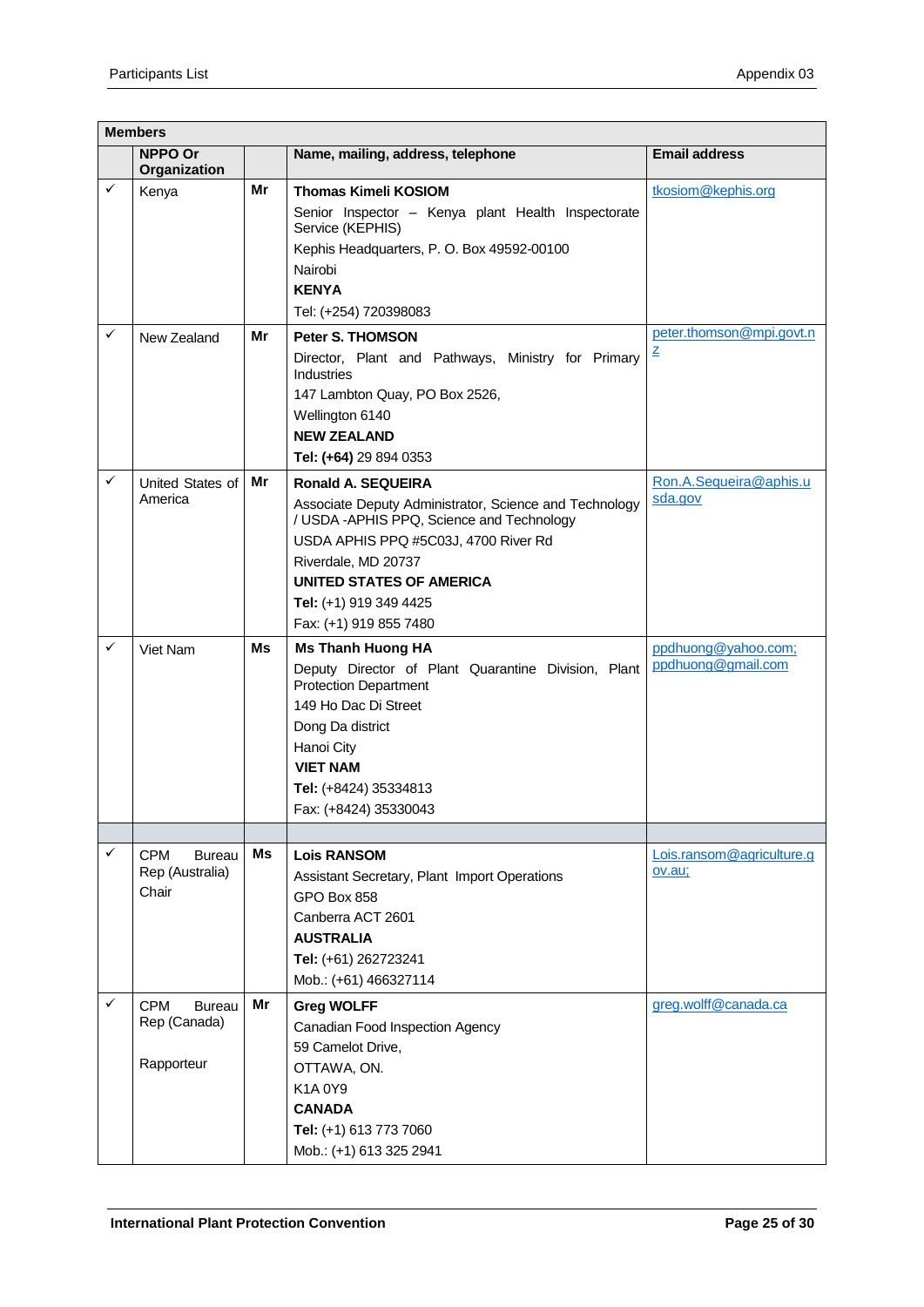| Members | | | | |
|---|---|---|---|---|
| | **NPPO Or Organization** | | **Name, mailing, address, telephone** | **Email address** |
| ✓ | Kenya | **Mr** | **Thomas Kimeli KOSIOM**<br>Senior Inspector – Kenya plant Health Inspectorate Service (KEPHIS)<br>Kephis Headquarters, P. O. Box 49592-00100<br>Nairobi<br>**KENYA**<br>Tel: (+254) 720398083 | tkosiom@kephis.org |
| ✓ | New Zealand | **Mr** | **Peter S. THOMSON**<br>Director, Plant and Pathways, Ministry for Primary Industries<br>147 Lambton Quay, PO Box 2526,<br>Wellington 6140<br>**NEW ZEALAND**<br>**Tel: (+64)** 29 894 0353 | peter.thomson@mpi.govt.nz |
| ✓ | United States of America | **Mr** | **Ronald A. SEQUEIRA**<br>Associate Deputy Administrator, Science and Technology / USDA -APHIS PPQ, Science and Technology<br>USDA APHIS PPQ #5C03J, 4700 River Rd<br>Riverdale, MD 20737<br>**UNITED STATES OF AMERICA**<br>**Tel:** (+1) 919 349 4425<br>Fax: (+1) 919 855 7480 | Ron.A.Sequeira@aphis.usda.gov |
| ✓ | Viet Nam | **Ms** | **Ms Thanh Huong HA**<br>Deputy Director of Plant Quarantine Division, Plant Protection Department<br>149 Ho Dac Di Street<br>Dong Da district<br>Hanoi City<br>**VIET NAM**<br>**Tel:** (+8424) 35334813<br>Fax: (+8424) 35330043 | ppdhuong@yahoo.com; ppdhuong@gmail.com |
| | | | | |
| ✓ | CPM Bureau Rep (Australia)<br>Chair | **Ms** | **Lois RANSOM**<br>Assistant Secretary, Plant Import Operations<br>GPO Box 858<br>Canberra ACT 2601<br>**AUSTRALIA**<br>**Tel:** (+61) 262723241<br>Mob.: (+61) 466327114 | Lois.ransom@agriculture.gov.au; |
| ✓ | CPM Bureau Rep (Canada)<br><br>Rapporteur | **Mr** | **Greg WOLFF**<br>Canadian Food Inspection Agency<br>59 Camelot Drive,<br>OTTAWA, ON.<br>K1A 0Y9<br>**CANADA**<br>**Tel:** (+1) 613 773 7060<br>Mob.: (+1) 613 325 2941 | greg.wolff@canada.ca |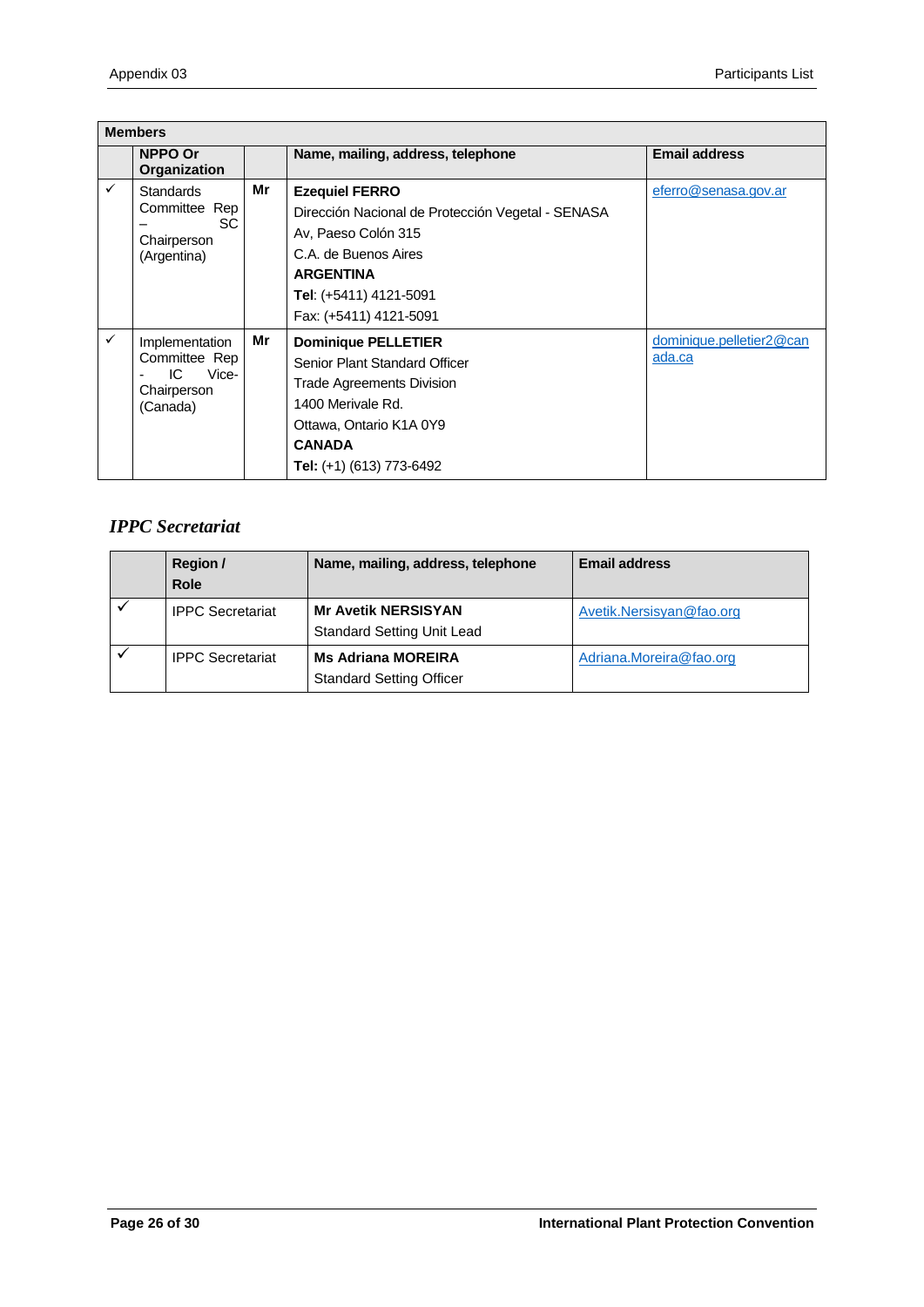| Members | | | | |
| --- | --- | --- | --- | --- |
| | **NPPO Or Organization** | | **Name, mailing, address, telephone** | **Email address** |
| ✓ | Standards Committee Rep – SC Chairperson (Argentina) | **Mr** | **Ezequiel FERRO**<br>Dirección Nacional de Protección Vegetal - SENASA<br>Av, Paeso Colón 315<br>C.A. de Buenos Aires<br>**ARGENTINA**<br>**Tel**: (+5411) 4121-5091<br>Fax: (+5411) 4121-5091 | eferro@senasa.gov.ar |
| ✓ | Implementation Committee Rep - IC Vice-Chairperson (Canada) | **Mr** | **Dominique PELLETIER**<br>Senior Plant Standard Officer<br>Trade Agreements Division<br>1400 Merivale Rd.<br>Ottawa, Ontario K1A 0Y9<br>**CANADA**<br>**Tel:** (+1) (613) 773-6492 | dominique.pelletier2@canada.ca |

## *IPPC Secretariat*

| | **Region / Role** | **Name, mailing, address, telephone** | **Email address** |
| --- | --- | --- | --- |
| ✓ | IPPC Secretariat | **Mr Avetik NERSISYAN**<br>Standard Setting Unit Lead | Avetik.Nersisyan@fao.org |
| ✓ | IPPC Secretariat | **Ms Adriana MOREIRA**<br>Standard Setting Officer | Adriana.Moreira@fao.org |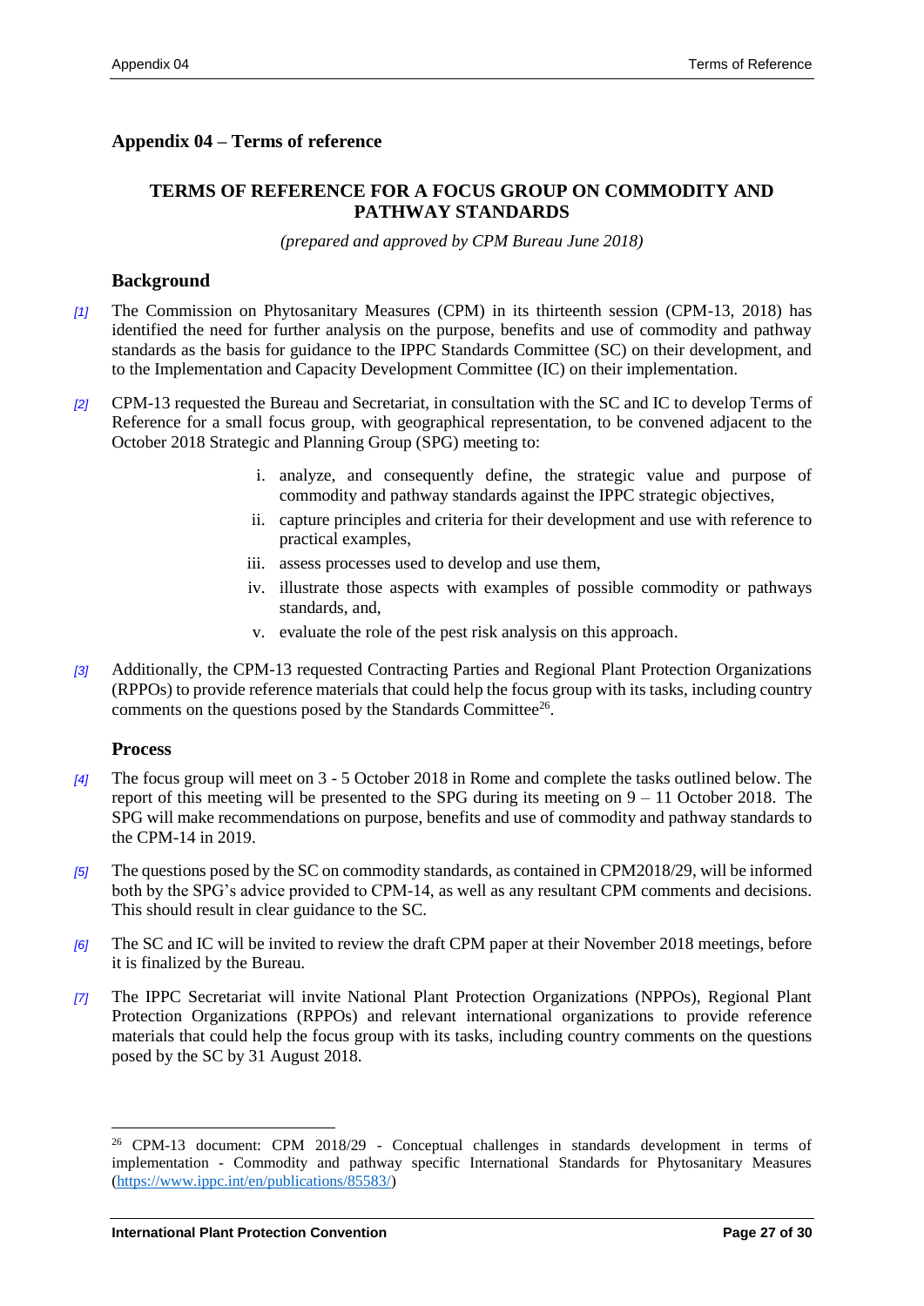# Appendix 04 – Terms of reference

## TERMS OF REFERENCE FOR A FOCUS GROUP ON COMMODITY AND PATHWAY STANDARDS

*(prepared and approved by CPM Bureau June 2018)*

### Background

*[1]* The Commission on Phytosanitary Measures (CPM) in its thirteenth session (CPM-13, 2018) has identified the need for further analysis on the purpose, benefits and use of commodity and pathway standards as the basis for guidance to the IPPC Standards Committee (SC) on their development, and to the Implementation and Capacity Development Committee (IC) on their implementation.

*[2]* CPM-13 requested the Bureau and Secretariat, in consultation with the SC and IC to develop Terms of Reference for a small focus group, with geographical representation, to be convened adjacent to the October 2018 Strategic and Planning Group (SPG) meeting to:

i. analyze, and consequently define, the strategic value and purpose of commodity and pathway standards against the IPPC strategic objectives,
ii. capture principles and criteria for their development and use with reference to practical examples,
iii. assess processes used to develop and use them,
iv. illustrate those aspects with examples of possible commodity or pathways standards, and,
v. evaluate the role of the pest risk analysis on this approach.

*[3]* Additionally, the CPM-13 requested Contracting Parties and Regional Plant Protection Organizations (RPPOs) to provide reference materials that could help the focus group with its tasks, including country comments on the questions posed by the Standards Committee[26].

### Process

*[4]* The focus group will meet on 3 - 5 October 2018 in Rome and complete the tasks outlined below. The report of this meeting will be presented to the SPG during its meeting on 9 – 11 October 2018. The SPG will make recommendations on purpose, benefits and use of commodity and pathway standards to the CPM-14 in 2019.

*[5]* The questions posed by the SC on commodity standards, as contained in CPM2018/29, will be informed both by the SPG's advice provided to CPM-14, as well as any resultant CPM comments and decisions. This should result in clear guidance to the SC.

*[6]* The SC and IC will be invited to review the draft CPM paper at their November 2018 meetings, before it is finalized by the Bureau.

*[7]* The IPPC Secretariat will invite National Plant Protection Organizations (NPPOs), Regional Plant Protection Organizations (RPPOs) and relevant international organizations to provide reference materials that could help the focus group with its tasks, including country comments on the questions posed by the SC by 31 August 2018.

---

[26] CPM-13 document: CPM 2018/29 - Conceptual challenges in standards development in terms of implementation - Commodity and pathway specific International Standards for Phytosanitary Measures (https://www.ippc.int/en/publications/85583/)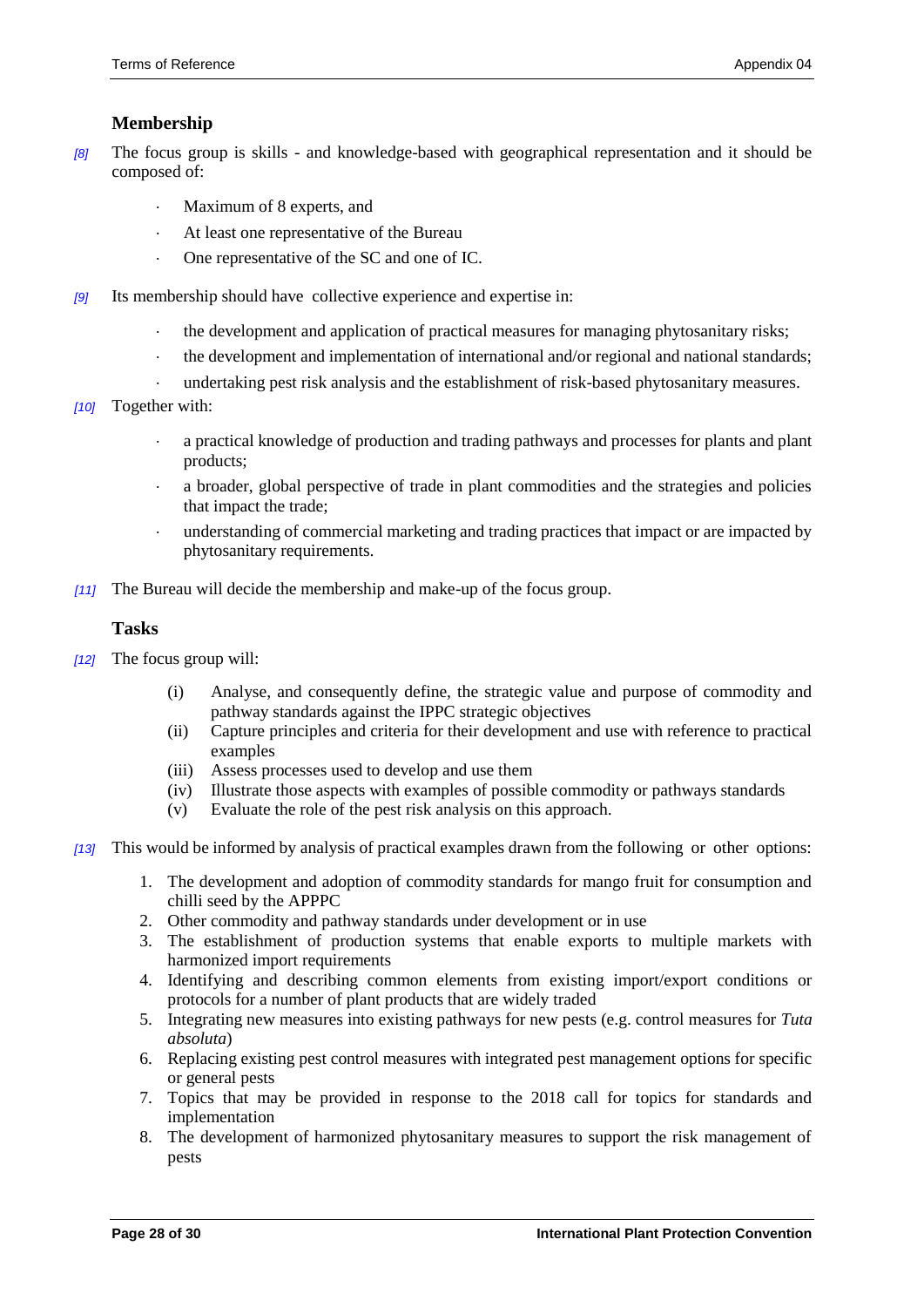## Membership

[8] The focus group is skills - and knowledge-based with geographical representation and it should be composed of:

- Maximum of 8 experts, and
- At least one representative of the Bureau
- One representative of the SC and one of IC.

[9] Its membership should have collective experience and expertise in:

- the development and application of practical measures for managing phytosanitary risks;
- the development and implementation of international and/or regional and national standards;
- undertaking pest risk analysis and the establishment of risk-based phytosanitary measures.

[10] Together with:

- a practical knowledge of production and trading pathways and processes for plants and plant products;
- a broader, global perspective of trade in plant commodities and the strategies and policies that impact the trade;
- understanding of commercial marketing and trading practices that impact or are impacted by phytosanitary requirements.

[11] The Bureau will decide the membership and make-up of the focus group.

## Tasks

[12] The focus group will:

(i) Analyse, and consequently define, the strategic value and purpose of commodity and pathway standards against the IPPC strategic objectives
(ii) Capture principles and criteria for their development and use with reference to practical examples
(iii) Assess processes used to develop and use them
(iv) Illustrate those aspects with examples of possible commodity or pathways standards
(v) Evaluate the role of the pest risk analysis on this approach.

[13] This would be informed by analysis of practical examples drawn from the following or other options:

1. The development and adoption of commodity standards for mango fruit for consumption and chilli seed by the APPPC
2. Other commodity and pathway standards under development or in use
3. The establishment of production systems that enable exports to multiple markets with harmonized import requirements
4. Identifying and describing common elements from existing import/export conditions or protocols for a number of plant products that are widely traded
5. Integrating new measures into existing pathways for new pests (e.g. control measures for *Tuta absoluta*)
6. Replacing existing pest control measures with integrated pest management options for specific or general pests
7. Topics that may be provided in response to the 2018 call for topics for standards and implementation
8. The development of harmonized phytosanitary measures to support the risk management of pests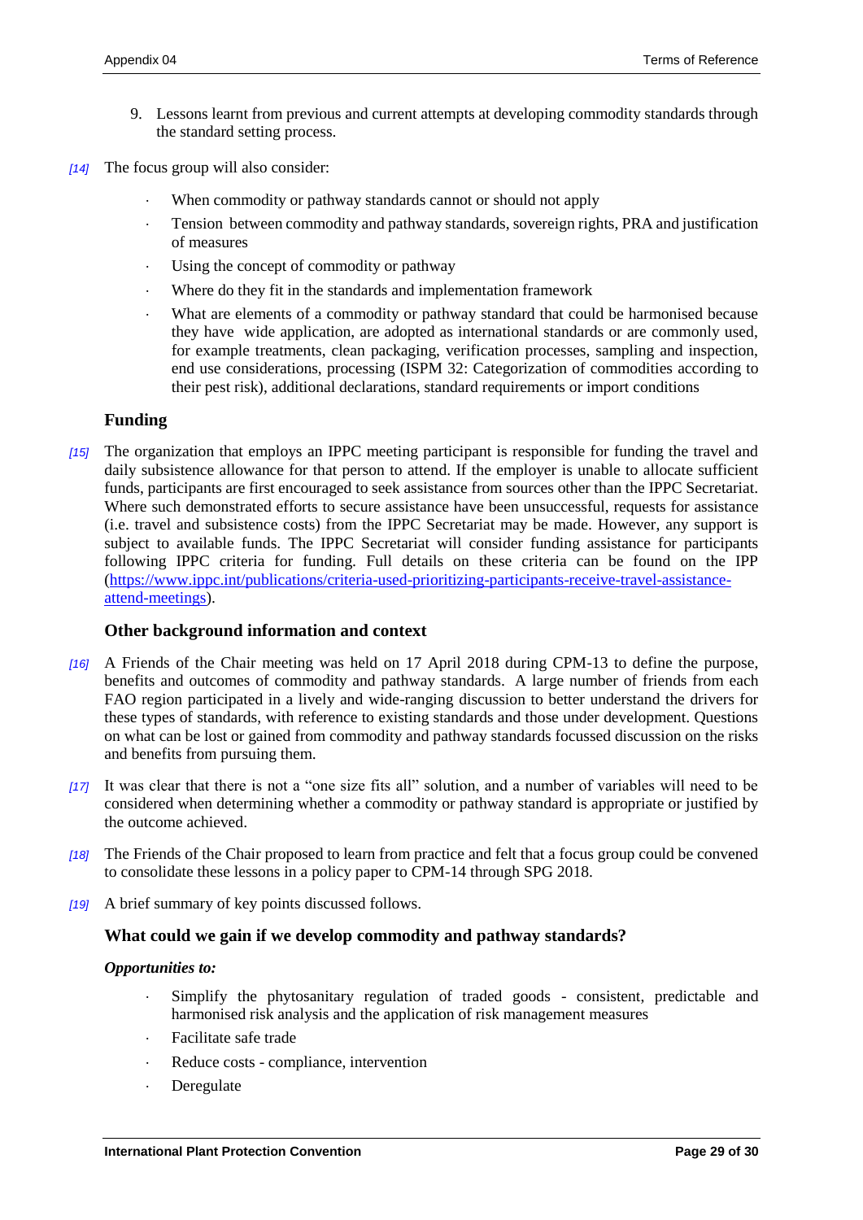9. Lessons learnt from previous and current attempts at developing commodity standards through the standard setting process.

*[14]* The focus group will also consider:

- When commodity or pathway standards cannot or should not apply
- Tension between commodity and pathway standards, sovereign rights, PRA and justification of measures
- Using the concept of commodity or pathway
- Where do they fit in the standards and implementation framework
- What are elements of a commodity or pathway standard that could be harmonised because they have wide application, are adopted as international standards or are commonly used, for example treatments, clean packaging, verification processes, sampling and inspection, end use considerations, processing (ISPM 32: Categorization of commodities according to their pest risk), additional declarations, standard requirements or import conditions

## Funding

*[15]* The organization that employs an IPPC meeting participant is responsible for funding the travel and daily subsistence allowance for that person to attend. If the employer is unable to allocate sufficient funds, participants are first encouraged to seek assistance from sources other than the IPPC Secretariat. Where such demonstrated efforts to secure assistance have been unsuccessful, requests for assistance (i.e. travel and subsistence costs) from the IPPC Secretariat may be made. However, any support is subject to available funds. The IPPC Secretariat will consider funding assistance for participants following IPPC criteria for funding. Full details on these criteria can be found on the IPP (https://www.ippc.int/publications/criteria-used-prioritizing-participants-receive-travel-assistance-attend-meetings).

## Other background information and context

*[16]* A Friends of the Chair meeting was held on 17 April 2018 during CPM-13 to define the purpose, benefits and outcomes of commodity and pathway standards. A large number of friends from each FAO region participated in a lively and wide-ranging discussion to better understand the drivers for these types of standards, with reference to existing standards and those under development. Questions on what can be lost or gained from commodity and pathway standards focussed discussion on the risks and benefits from pursuing them.

*[17]* It was clear that there is not a "one size fits all" solution, and a number of variables will need to be considered when determining whether a commodity or pathway standard is appropriate or justified by the outcome achieved.

*[18]* The Friends of the Chair proposed to learn from practice and felt that a focus group could be convened to consolidate these lessons in a policy paper to CPM-14 through SPG 2018.

*[19]* A brief summary of key points discussed follows.

## What could we gain if we develop commodity and pathway standards?

***Opportunities to:***

- Simplify the phytosanitary regulation of traded goods - consistent, predictable and harmonised risk analysis and the application of risk management measures
- Facilitate safe trade
- Reduce costs - compliance, intervention
- Deregulate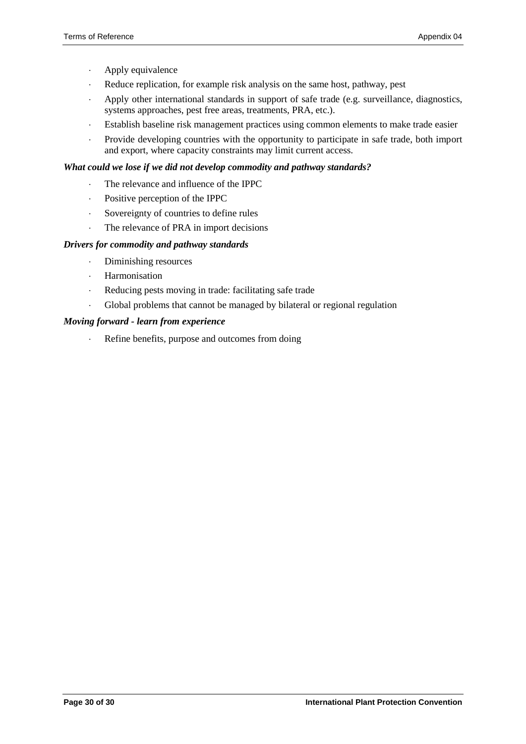- Apply equivalence
- Reduce replication, for example risk analysis on the same host, pathway, pest
- Apply other international standards in support of safe trade (e.g. surveillance, diagnostics, systems approaches, pest free areas, treatments, PRA, etc.).
- Establish baseline risk management practices using common elements to make trade easier
- Provide developing countries with the opportunity to participate in safe trade, both import and export, where capacity constraints may limit current access.

***What could we lose if we did not develop commodity and pathway standards?***

- The relevance and influence of the IPPC
- Positive perception of the IPPC
- Sovereignty of countries to define rules
- The relevance of PRA in import decisions

***Drivers for commodity and pathway standards***

- Diminishing resources
- Harmonisation
- Reducing pests moving in trade: facilitating safe trade
- Global problems that cannot be managed by bilateral or regional regulation

***Moving forward - learn from experience***

- Refine benefits, purpose and outcomes from doing